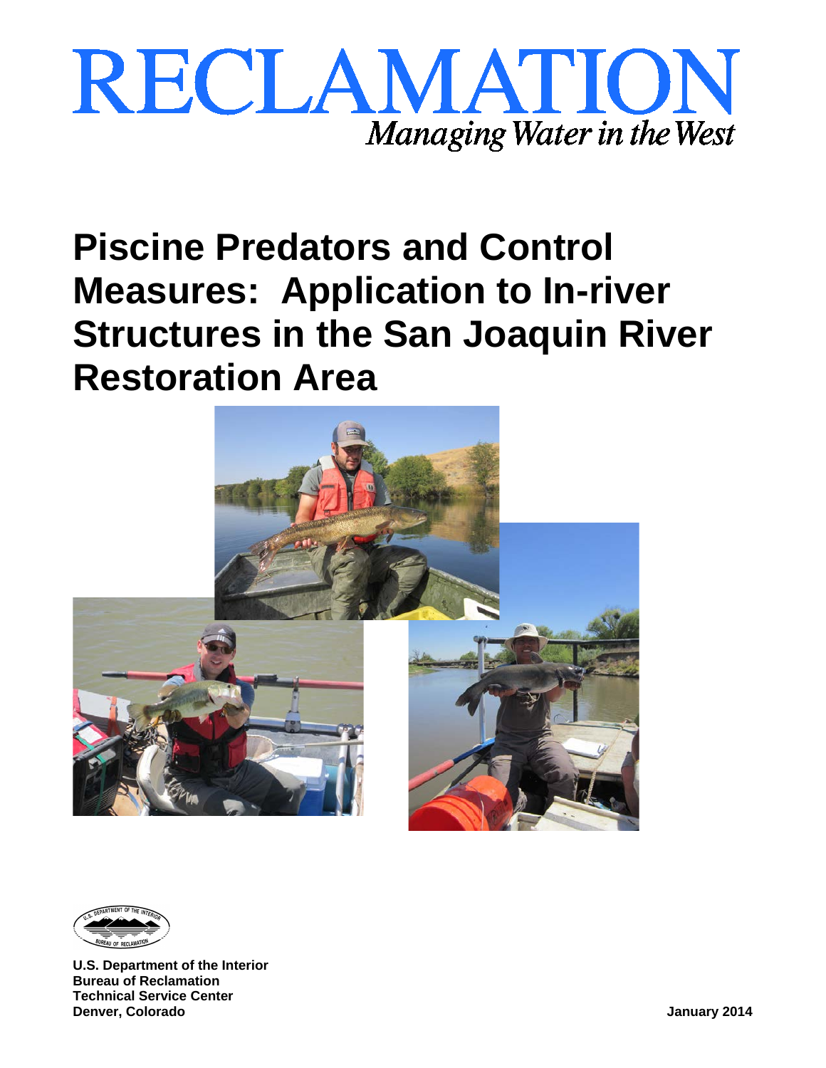RECLAMATION

*Managing Water in the West*

# Piscine Predators and Control Measures: Application to In-river Structures in the San Joaquin River Restoration Area

**U.S. Department of the Interior**
**Bureau of Reclamation**
**Technical Service Center**
**Denver, Colorado**

**January 2014**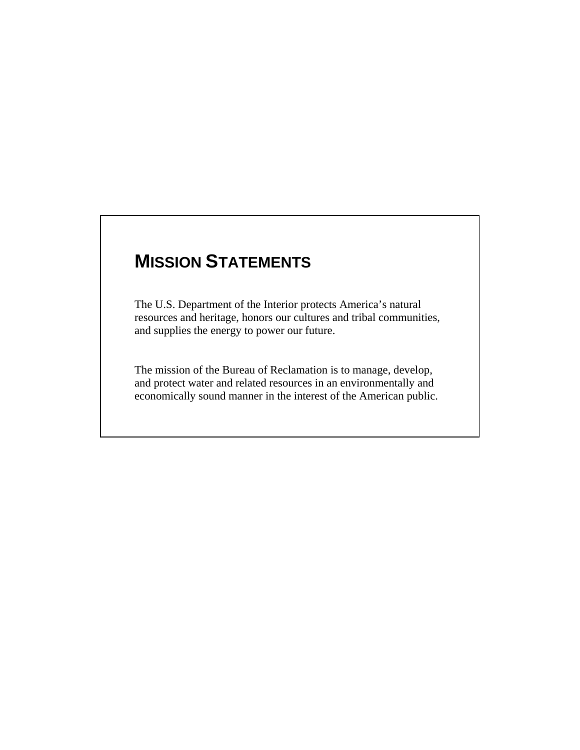# Mission Statements

The U.S. Department of the Interior protects America's natural resources and heritage, honors our cultures and tribal communities, and supplies the energy to power our future.

The mission of the Bureau of Reclamation is to manage, develop, and protect water and related resources in an environmentally and economically sound manner in the interest of the American public.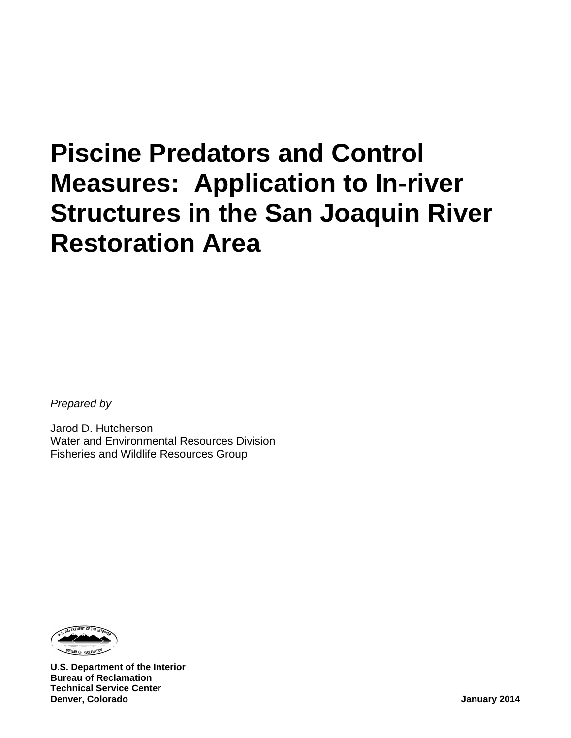# Piscine Predators and Control Measures: Application to In-river Structures in the San Joaquin River Restoration Area

*Prepared by*

Jarod D. Hutcherson
Water and Environmental Resources Division
Fisheries and Wildlife Resources Group

**U.S. Department of the Interior**
**Bureau of Reclamation**
**Technical Service Center**
**Denver, Colorado**

**January 2014**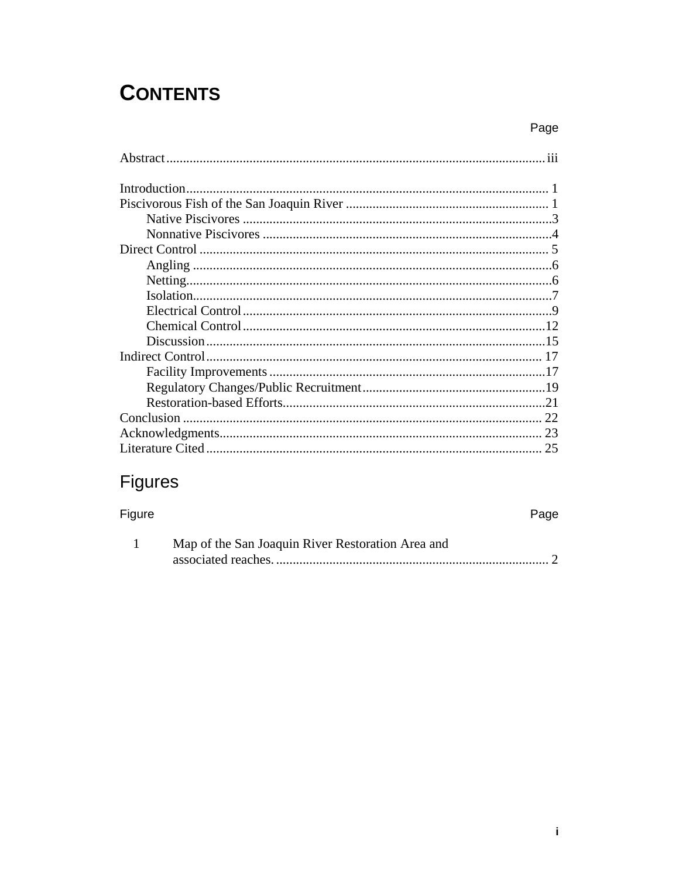# CONTENTS

| | Page |
|---|---|
| Abstract | iii |
| Introduction | 1 |
| Piscivorous Fish of the San Joaquin River | 1 |
| Native Piscivores | 3 |
| Nonnative Piscivores | 4 |
| Direct Control | 5 |
| Angling | 6 |
| Netting | 6 |
| Isolation | 7 |
| Electrical Control | 9 |
| Chemical Control | 12 |
| Discussion | 15 |
| Indirect Control | 17 |
| Facility Improvements | 17 |
| Regulatory Changes/Public Recruitment | 19 |
| Restoration-based Efforts | 21 |
| Conclusion | 22 |
| Acknowledgments | 23 |
| Literature Cited | 25 |

## Figures

| Figure | | Page |
|---|---|---|
| 1 | Map of the San Joaquin River Restoration Area and associated reaches. | 2 |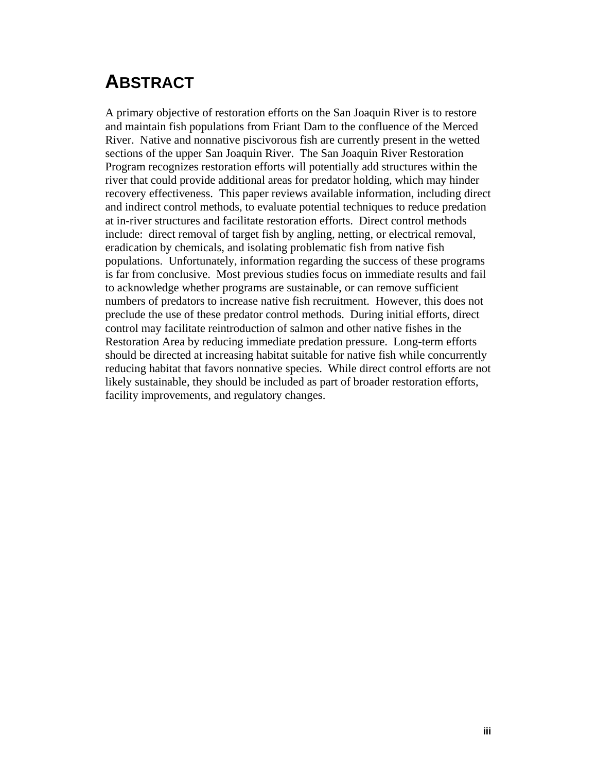# ABSTRACT

A primary objective of restoration efforts on the San Joaquin River is to restore and maintain fish populations from Friant Dam to the confluence of the Merced River. Native and nonnative piscivorous fish are currently present in the wetted sections of the upper San Joaquin River. The San Joaquin River Restoration Program recognizes restoration efforts will potentially add structures within the river that could provide additional areas for predator holding, which may hinder recovery effectiveness. This paper reviews available information, including direct and indirect control methods, to evaluate potential techniques to reduce predation at in-river structures and facilitate restoration efforts. Direct control methods include: direct removal of target fish by angling, netting, or electrical removal, eradication by chemicals, and isolating problematic fish from native fish populations. Unfortunately, information regarding the success of these programs is far from conclusive. Most previous studies focus on immediate results and fail to acknowledge whether programs are sustainable, or can remove sufficient numbers of predators to increase native fish recruitment. However, this does not preclude the use of these predator control methods. During initial efforts, direct control may facilitate reintroduction of salmon and other native fishes in the Restoration Area by reducing immediate predation pressure. Long-term efforts should be directed at increasing habitat suitable for native fish while concurrently reducing habitat that favors nonnative species. While direct control efforts are not likely sustainable, they should be included as part of broader restoration efforts, facility improvements, and regulatory changes.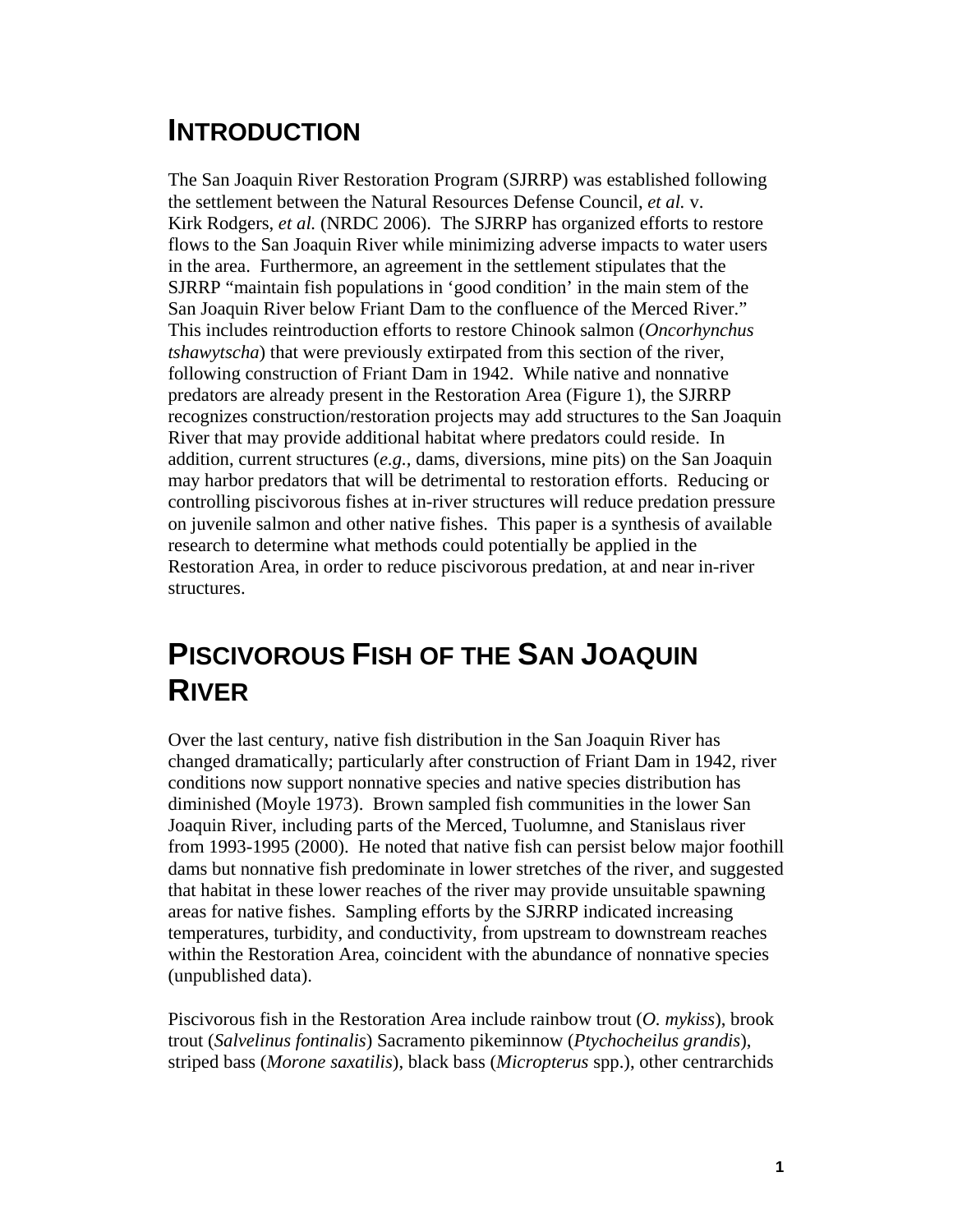# INTRODUCTION

The San Joaquin River Restoration Program (SJRRP) was established following the settlement between the Natural Resources Defense Council, *et al.* v. Kirk Rodgers, *et al.* (NRDC 2006). The SJRRP has organized efforts to restore flows to the San Joaquin River while minimizing adverse impacts to water users in the area. Furthermore, an agreement in the settlement stipulates that the SJRRP "maintain fish populations in 'good condition' in the main stem of the San Joaquin River below Friant Dam to the confluence of the Merced River." This includes reintroduction efforts to restore Chinook salmon (*Oncorhynchus tshawytscha*) that were previously extirpated from this section of the river, following construction of Friant Dam in 1942. While native and nonnative predators are already present in the Restoration Area (Figure 1), the SJRRP recognizes construction/restoration projects may add structures to the San Joaquin River that may provide additional habitat where predators could reside. In addition, current structures (*e.g.,* dams, diversions, mine pits) on the San Joaquin may harbor predators that will be detrimental to restoration efforts. Reducing or controlling piscivorous fishes at in-river structures will reduce predation pressure on juvenile salmon and other native fishes. This paper is a synthesis of available research to determine what methods could potentially be applied in the Restoration Area, in order to reduce piscivorous predation, at and near in-river structures.

# PISCIVOROUS FISH OF THE SAN JOAQUIN RIVER

Over the last century, native fish distribution in the San Joaquin River has changed dramatically; particularly after construction of Friant Dam in 1942, river conditions now support nonnative species and native species distribution has diminished (Moyle 1973). Brown sampled fish communities in the lower San Joaquin River, including parts of the Merced, Tuolumne, and Stanislaus river from 1993-1995 (2000). He noted that native fish can persist below major foothill dams but nonnative fish predominate in lower stretches of the river, and suggested that habitat in these lower reaches of the river may provide unsuitable spawning areas for native fishes. Sampling efforts by the SJRRP indicated increasing temperatures, turbidity, and conductivity, from upstream to downstream reaches within the Restoration Area, coincident with the abundance of nonnative species (unpublished data).

Piscivorous fish in the Restoration Area include rainbow trout (*O. mykiss*), brook trout (*Salvelinus fontinalis*) Sacramento pikeminnow (*Ptychocheilus grandis*), striped bass (*Morone saxatilis*), black bass (*Micropterus* spp.), other centrarchids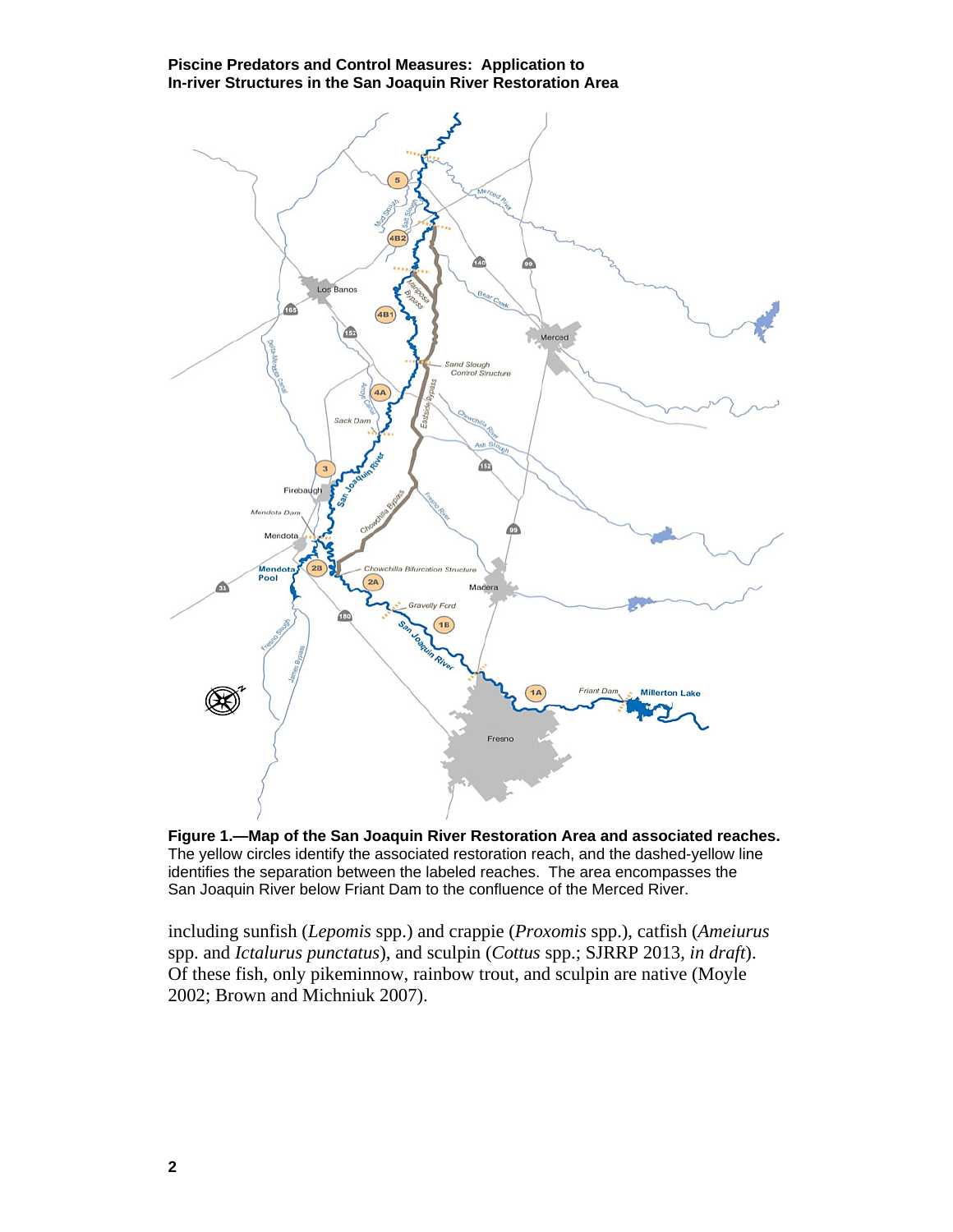**Figure 1.—Map of the San Joaquin River Restoration Area and associated reaches.** The yellow circles identify the associated restoration reach, and the dashed-yellow line identifies the separation between the labeled reaches. The area encompasses the San Joaquin River below Friant Dam to the confluence of the Merced River.

including sunfish (*Lepomis* spp.) and crappie (*Proxomis* spp.), catfish (*Ameiurus* spp. and *Ictalurus punctatus*), and sculpin (*Cottus* spp.; SJRRP 2013, *in draft*). Of these fish, only pikeminnow, rainbow trout, and sculpin are native (Moyle 2002; Brown and Michniuk 2007).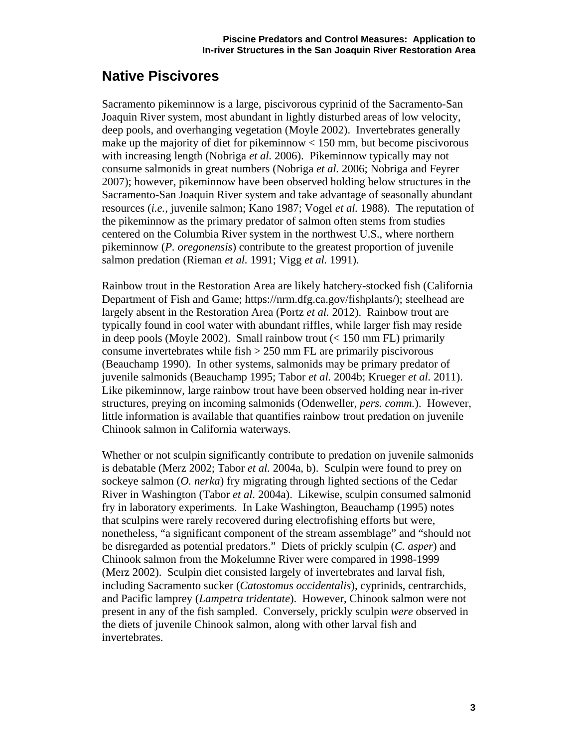## Native Piscivores

Sacramento pikeminnow is a large, piscivorous cyprinid of the Sacramento-San Joaquin River system, most abundant in lightly disturbed areas of low velocity, deep pools, and overhanging vegetation (Moyle 2002). Invertebrates generally make up the majority of diet for pikeminnow < 150 mm, but become piscivorous with increasing length (Nobriga *et al.* 2006). Pikeminnow typically may not consume salmonids in great numbers (Nobriga *et al.* 2006; Nobriga and Feyrer 2007); however, pikeminnow have been observed holding below structures in the Sacramento-San Joaquin River system and take advantage of seasonally abundant resources (*i.e.,* juvenile salmon; Kano 1987; Vogel *et al.* 1988). The reputation of the pikeminnow as the primary predator of salmon often stems from studies centered on the Columbia River system in the northwest U.S., where northern pikeminnow (*P. oregonensis*) contribute to the greatest proportion of juvenile salmon predation (Rieman *et al.* 1991; Vigg *et al.* 1991).

Rainbow trout in the Restoration Area are likely hatchery-stocked fish (California Department of Fish and Game; https://nrm.dfg.ca.gov/fishplants/); steelhead are largely absent in the Restoration Area (Portz *et al.* 2012). Rainbow trout are typically found in cool water with abundant riffles, while larger fish may reside in deep pools (Moyle 2002). Small rainbow trout (< 150 mm FL) primarily consume invertebrates while fish > 250 mm FL are primarily piscivorous (Beauchamp 1990). In other systems, salmonids may be primary predator of juvenile salmonids (Beauchamp 1995; Tabor *et al.* 2004b; Krueger *et al.* 2011). Like pikeminnow, large rainbow trout have been observed holding near in-river structures, preying on incoming salmonids (Odenweller, *pers. comm.*). However, little information is available that quantifies rainbow trout predation on juvenile Chinook salmon in California waterways.

Whether or not sculpin significantly contribute to predation on juvenile salmonids is debatable (Merz 2002; Tabor *et al.* 2004a, b). Sculpin were found to prey on sockeye salmon (*O. nerka*) fry migrating through lighted sections of the Cedar River in Washington (Tabor *et al.* 2004a). Likewise, sculpin consumed salmonid fry in laboratory experiments. In Lake Washington, Beauchamp (1995) notes that sculpins were rarely recovered during electrofishing efforts but were, nonetheless, "a significant component of the stream assemblage" and "should not be disregarded as potential predators." Diets of prickly sculpin (*C. asper*) and Chinook salmon from the Mokelumne River were compared in 1998-1999 (Merz 2002). Sculpin diet consisted largely of invertebrates and larval fish, including Sacramento sucker (*Catostomus occidentalis*), cyprinids, centrarchids, and Pacific lamprey (*Lampetra tridentate*). However, Chinook salmon were not present in any of the fish sampled. Conversely, prickly sculpin *were* observed in the diets of juvenile Chinook salmon, along with other larval fish and invertebrates.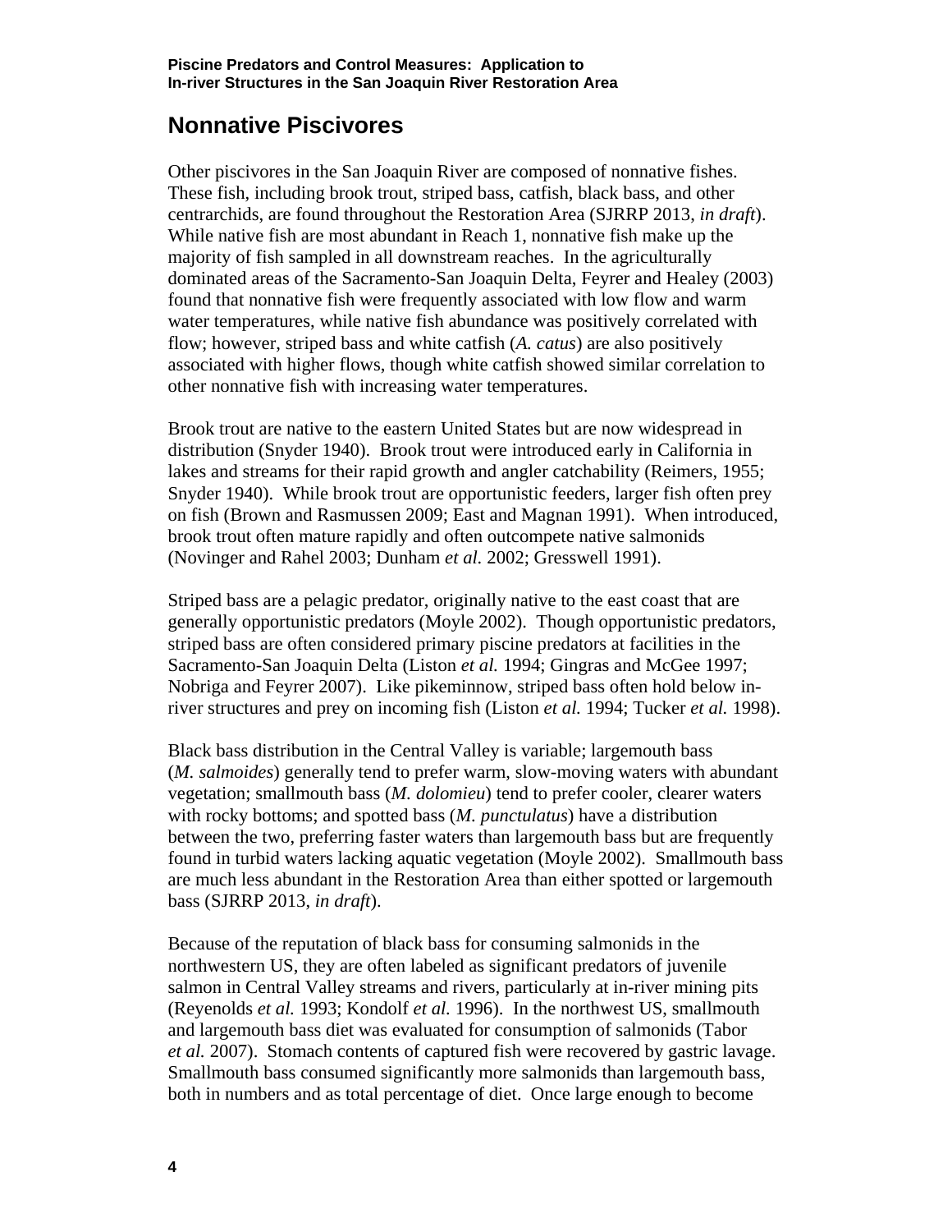## Nonnative Piscivores

Other piscivores in the San Joaquin River are composed of nonnative fishes. These fish, including brook trout, striped bass, catfish, black bass, and other centrarchids, are found throughout the Restoration Area (SJRRP 2013, *in draft*). While native fish are most abundant in Reach 1, nonnative fish make up the majority of fish sampled in all downstream reaches. In the agriculturally dominated areas of the Sacramento-San Joaquin Delta, Feyrer and Healey (2003) found that nonnative fish were frequently associated with low flow and warm water temperatures, while native fish abundance was positively correlated with flow; however, striped bass and white catfish (*A. catus*) are also positively associated with higher flows, though white catfish showed similar correlation to other nonnative fish with increasing water temperatures.

Brook trout are native to the eastern United States but are now widespread in distribution (Snyder 1940). Brook trout were introduced early in California in lakes and streams for their rapid growth and angler catchability (Reimers, 1955; Snyder 1940). While brook trout are opportunistic feeders, larger fish often prey on fish (Brown and Rasmussen 2009; East and Magnan 1991). When introduced, brook trout often mature rapidly and often outcompete native salmonids (Novinger and Rahel 2003; Dunham *et al*. 2002; Gresswell 1991).

Striped bass are a pelagic predator, originally native to the east coast that are generally opportunistic predators (Moyle 2002). Though opportunistic predators, striped bass are often considered primary piscine predators at facilities in the Sacramento-San Joaquin Delta (Liston *et al.* 1994; Gingras and McGee 1997; Nobriga and Feyrer 2007). Like pikeminnow, striped bass often hold below in-river structures and prey on incoming fish (Liston *et al.* 1994; Tucker *et al.* 1998).

Black bass distribution in the Central Valley is variable; largemouth bass (*M. salmoides*) generally tend to prefer warm, slow-moving waters with abundant vegetation; smallmouth bass (*M. dolomieu*) tend to prefer cooler, clearer waters with rocky bottoms; and spotted bass (*M. punctulatus*) have a distribution between the two, preferring faster waters than largemouth bass but are frequently found in turbid waters lacking aquatic vegetation (Moyle 2002). Smallmouth bass are much less abundant in the Restoration Area than either spotted or largemouth bass (SJRRP 2013, *in draft*).

Because of the reputation of black bass for consuming salmonids in the northwestern US, they are often labeled as significant predators of juvenile salmon in Central Valley streams and rivers, particularly at in-river mining pits (Reyenolds *et al.* 1993; Kondolf *et al.* 1996). In the northwest US, smallmouth and largemouth bass diet was evaluated for consumption of salmonids (Tabor *et al.* 2007). Stomach contents of captured fish were recovered by gastric lavage. Smallmouth bass consumed significantly more salmonids than largemouth bass, both in numbers and as total percentage of diet. Once large enough to become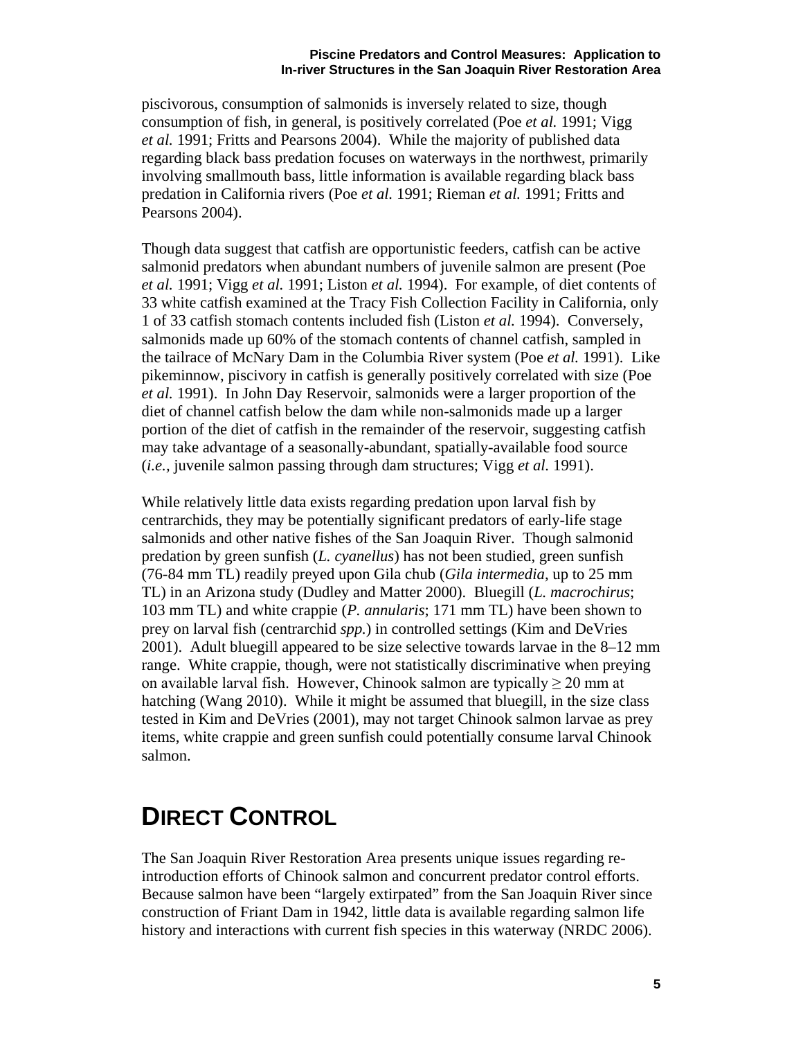piscivorous, consumption of salmonids is inversely related to size, though consumption of fish, in general, is positively correlated (Poe *et al.* 1991; Vigg *et al.* 1991; Fritts and Pearsons 2004). While the majority of published data regarding black bass predation focuses on waterways in the northwest, primarily involving smallmouth bass, little information is available regarding black bass predation in California rivers (Poe *et al.* 1991; Rieman *et al.* 1991; Fritts and Pearsons 2004).

Though data suggest that catfish are opportunistic feeders, catfish can be active salmonid predators when abundant numbers of juvenile salmon are present (Poe *et al.* 1991; Vigg *et al.* 1991; Liston *et al.* 1994). For example, of diet contents of 33 white catfish examined at the Tracy Fish Collection Facility in California, only 1 of 33 catfish stomach contents included fish (Liston *et al.* 1994). Conversely, salmonids made up 60% of the stomach contents of channel catfish, sampled in the tailrace of McNary Dam in the Columbia River system (Poe *et al.* 1991). Like pikeminnow, piscivory in catfish is generally positively correlated with size (Poe *et al.* 1991). In John Day Reservoir, salmonids were a larger proportion of the diet of channel catfish below the dam while non-salmonids made up a larger portion of the diet of catfish in the remainder of the reservoir, suggesting catfish may take advantage of a seasonally-abundant, spatially-available food source (*i.e.*, juvenile salmon passing through dam structures; Vigg *et al.* 1991).

While relatively little data exists regarding predation upon larval fish by centrarchids, they may be potentially significant predators of early-life stage salmonids and other native fishes of the San Joaquin River. Though salmonid predation by green sunfish (*L. cyanellus*) has not been studied, green sunfish (76-84 mm TL) readily preyed upon Gila chub (*Gila intermedia*, up to 25 mm TL) in an Arizona study (Dudley and Matter 2000). Bluegill (*L. macrochirus*; 103 mm TL) and white crappie (*P. annularis*; 171 mm TL) have been shown to prey on larval fish (centrarchid *spp.*) in controlled settings (Kim and DeVries 2001). Adult bluegill appeared to be size selective towards larvae in the 8–12 mm range. White crappie, though, were not statistically discriminative when preying on available larval fish. However, Chinook salmon are typically ≥ 20 mm at hatching (Wang 2010). While it might be assumed that bluegill, in the size class tested in Kim and DeVries (2001), may not target Chinook salmon larvae as prey items, white crappie and green sunfish could potentially consume larval Chinook salmon.

# DIRECT CONTROL

The San Joaquin River Restoration Area presents unique issues regarding re-introduction efforts of Chinook salmon and concurrent predator control efforts. Because salmon have been "largely extirpated" from the San Joaquin River since construction of Friant Dam in 1942, little data is available regarding salmon life history and interactions with current fish species in this waterway (NRDC 2006).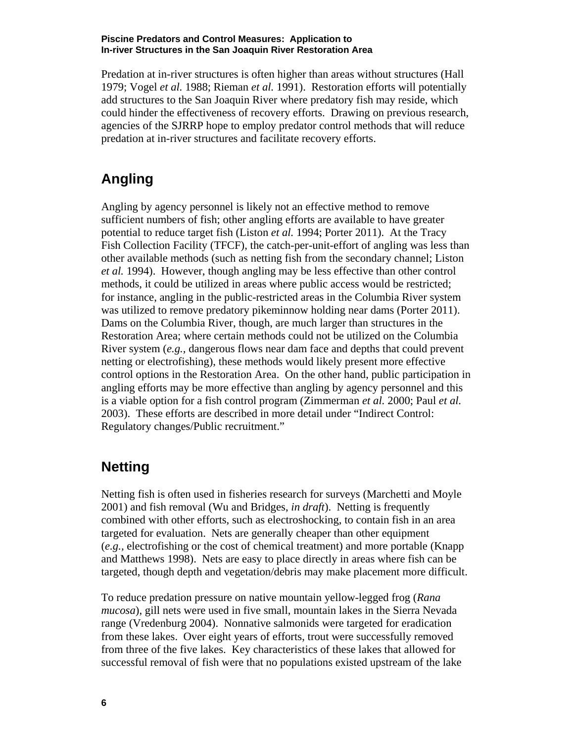Predation at in-river structures is often higher than areas without structures (Hall 1979; Vogel *et al.* 1988; Rieman *et al.* 1991). Restoration efforts will potentially add structures to the San Joaquin River where predatory fish may reside, which could hinder the effectiveness of recovery efforts. Drawing on previous research, agencies of the SJRRP hope to employ predator control methods that will reduce predation at in-river structures and facilitate recovery efforts.

## Angling

Angling by agency personnel is likely not an effective method to remove sufficient numbers of fish; other angling efforts are available to have greater potential to reduce target fish (Liston *et al.* 1994; Porter 2011). At the Tracy Fish Collection Facility (TFCF), the catch-per-unit-effort of angling was less than other available methods (such as netting fish from the secondary channel; Liston *et al.* 1994). However, though angling may be less effective than other control methods, it could be utilized in areas where public access would be restricted; for instance, angling in the public-restricted areas in the Columbia River system was utilized to remove predatory pikeminnow holding near dams (Porter 2011). Dams on the Columbia River, though, are much larger than structures in the Restoration Area; where certain methods could not be utilized on the Columbia River system (*e.g.*, dangerous flows near dam face and depths that could prevent netting or electrofishing), these methods would likely present more effective control options in the Restoration Area. On the other hand, public participation in angling efforts may be more effective than angling by agency personnel and this is a viable option for a fish control program (Zimmerman *et al.* 2000; Paul *et al.* 2003). These efforts are described in more detail under "Indirect Control: Regulatory changes/Public recruitment."

## Netting

Netting fish is often used in fisheries research for surveys (Marchetti and Moyle 2001) and fish removal (Wu and Bridges, *in draft*). Netting is frequently combined with other efforts, such as electroshocking, to contain fish in an area targeted for evaluation. Nets are generally cheaper than other equipment (*e.g.,* electrofishing or the cost of chemical treatment) and more portable (Knapp and Matthews 1998). Nets are easy to place directly in areas where fish can be targeted, though depth and vegetation/debris may make placement more difficult.

To reduce predation pressure on native mountain yellow-legged frog (*Rana mucosa*), gill nets were used in five small, mountain lakes in the Sierra Nevada range (Vredenburg 2004). Nonnative salmonids were targeted for eradication from these lakes. Over eight years of efforts, trout were successfully removed from three of the five lakes. Key characteristics of these lakes that allowed for successful removal of fish were that no populations existed upstream of the lake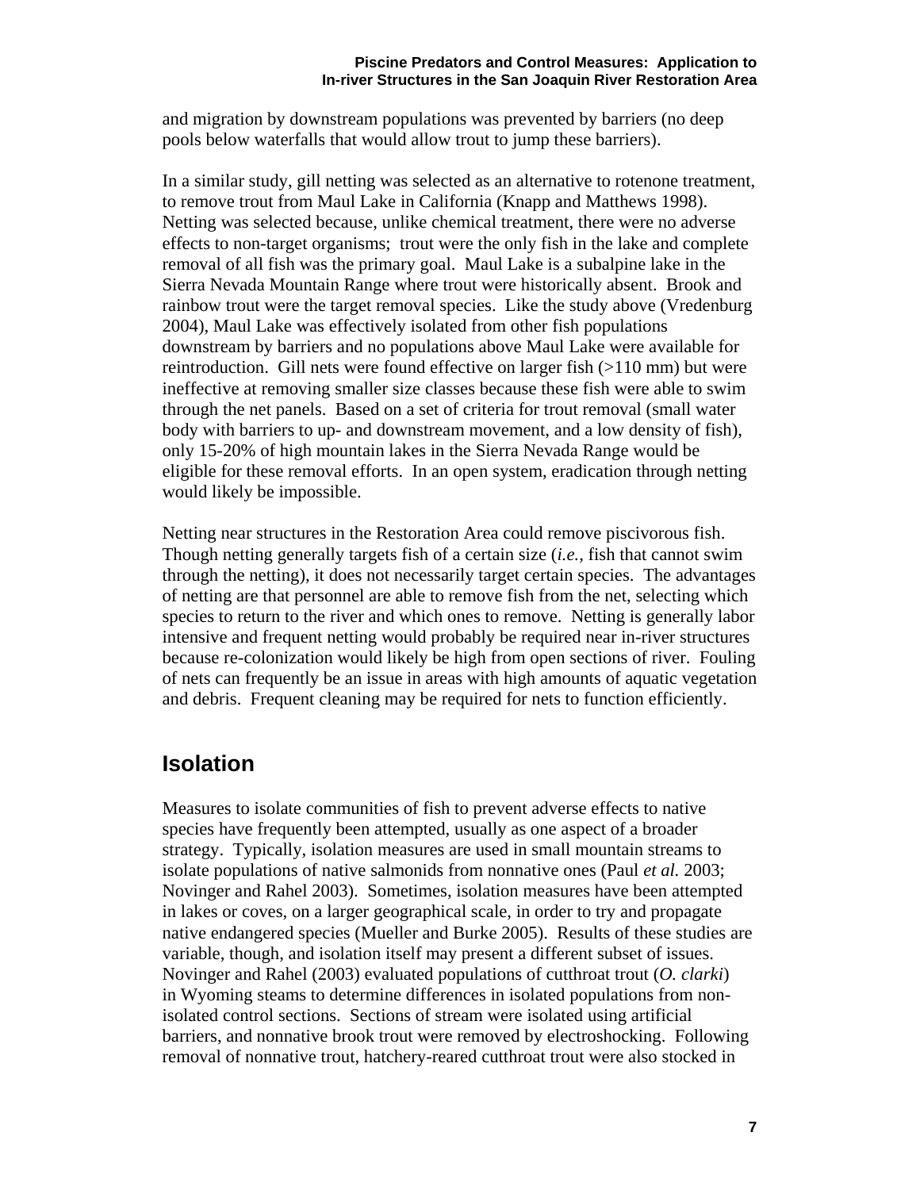and migration by downstream populations was prevented by barriers (no deep pools below waterfalls that would allow trout to jump these barriers).

In a similar study, gill netting was selected as an alternative to rotenone treatment, to remove trout from Maul Lake in California (Knapp and Matthews 1998). Netting was selected because, unlike chemical treatment, there were no adverse effects to non-target organisms; trout were the only fish in the lake and complete removal of all fish was the primary goal. Maul Lake is a subalpine lake in the Sierra Nevada Mountain Range where trout were historically absent. Brook and rainbow trout were the target removal species. Like the study above (Vredenburg 2004), Maul Lake was effectively isolated from other fish populations downstream by barriers and no populations above Maul Lake were available for reintroduction. Gill nets were found effective on larger fish (>110 mm) but were ineffective at removing smaller size classes because these fish were able to swim through the net panels. Based on a set of criteria for trout removal (small water body with barriers to up- and downstream movement, and a low density of fish), only 15-20% of high mountain lakes in the Sierra Nevada Range would be eligible for these removal efforts. In an open system, eradication through netting would likely be impossible.

Netting near structures in the Restoration Area could remove piscivorous fish. Though netting generally targets fish of a certain size (*i.e.,* fish that cannot swim through the netting), it does not necessarily target certain species. The advantages of netting are that personnel are able to remove fish from the net, selecting which species to return to the river and which ones to remove. Netting is generally labor intensive and frequent netting would probably be required near in-river structures because re-colonization would likely be high from open sections of river. Fouling of nets can frequently be an issue in areas with high amounts of aquatic vegetation and debris. Frequent cleaning may be required for nets to function efficiently.

## Isolation

Measures to isolate communities of fish to prevent adverse effects to native species have frequently been attempted, usually as one aspect of a broader strategy. Typically, isolation measures are used in small mountain streams to isolate populations of native salmonids from nonnative ones (Paul *et al.* 2003; Novinger and Rahel 2003). Sometimes, isolation measures have been attempted in lakes or coves, on a larger geographical scale, in order to try and propagate native endangered species (Mueller and Burke 2005). Results of these studies are variable, though, and isolation itself may present a different subset of issues. Novinger and Rahel (2003) evaluated populations of cutthroat trout (*O. clarki*) in Wyoming steams to determine differences in isolated populations from non-isolated control sections. Sections of stream were isolated using artificial barriers, and nonnative brook trout were removed by electroshocking. Following removal of nonnative trout, hatchery-reared cutthroat trout were also stocked in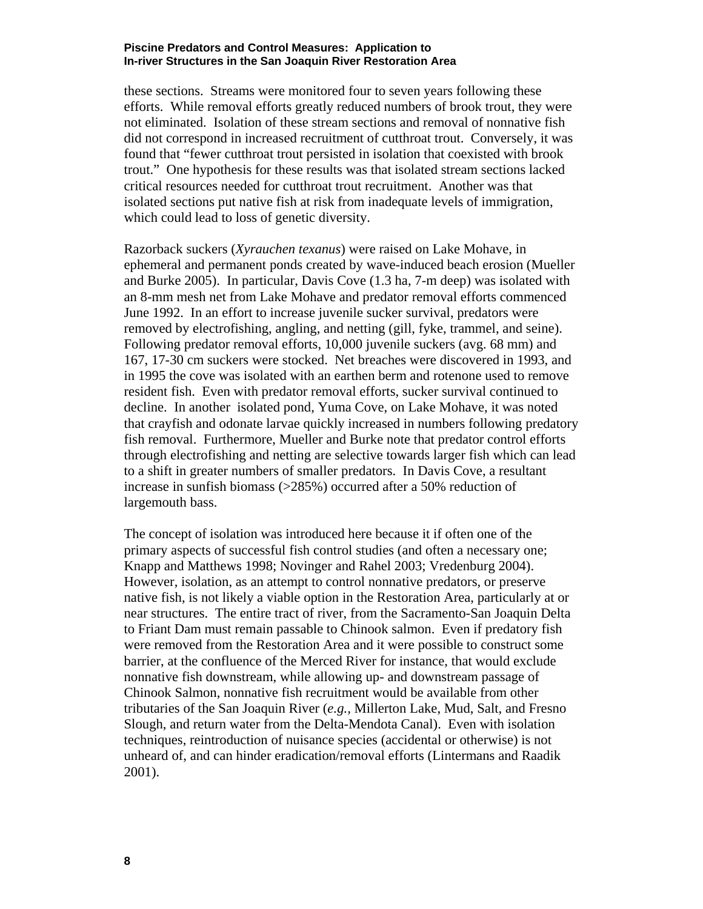these sections. Streams were monitored four to seven years following these efforts. While removal efforts greatly reduced numbers of brook trout, they were not eliminated. Isolation of these stream sections and removal of nonnative fish did not correspond in increased recruitment of cutthroat trout. Conversely, it was found that "fewer cutthroat trout persisted in isolation that coexisted with brook trout." One hypothesis for these results was that isolated stream sections lacked critical resources needed for cutthroat trout recruitment. Another was that isolated sections put native fish at risk from inadequate levels of immigration, which could lead to loss of genetic diversity.

Razorback suckers (*Xyrauchen texanus*) were raised on Lake Mohave, in ephemeral and permanent ponds created by wave-induced beach erosion (Mueller and Burke 2005). In particular, Davis Cove (1.3 ha, 7-m deep) was isolated with an 8-mm mesh net from Lake Mohave and predator removal efforts commenced June 1992. In an effort to increase juvenile sucker survival, predators were removed by electrofishing, angling, and netting (gill, fyke, trammel, and seine). Following predator removal efforts, 10,000 juvenile suckers (avg. 68 mm) and 167, 17-30 cm suckers were stocked. Net breaches were discovered in 1993, and in 1995 the cove was isolated with an earthen berm and rotenone used to remove resident fish. Even with predator removal efforts, sucker survival continued to decline. In another isolated pond, Yuma Cove, on Lake Mohave, it was noted that crayfish and odonate larvae quickly increased in numbers following predatory fish removal. Furthermore, Mueller and Burke note that predator control efforts through electrofishing and netting are selective towards larger fish which can lead to a shift in greater numbers of smaller predators. In Davis Cove, a resultant increase in sunfish biomass (>285%) occurred after a 50% reduction of largemouth bass.

The concept of isolation was introduced here because it if often one of the primary aspects of successful fish control studies (and often a necessary one; Knapp and Matthews 1998; Novinger and Rahel 2003; Vredenburg 2004). However, isolation, as an attempt to control nonnative predators, or preserve native fish, is not likely a viable option in the Restoration Area, particularly at or near structures. The entire tract of river, from the Sacramento-San Joaquin Delta to Friant Dam must remain passable to Chinook salmon. Even if predatory fish were removed from the Restoration Area and it were possible to construct some barrier, at the confluence of the Merced River for instance, that would exclude nonnative fish downstream, while allowing up- and downstream passage of Chinook Salmon, nonnative fish recruitment would be available from other tributaries of the San Joaquin River (*e.g.,* Millerton Lake, Mud, Salt, and Fresno Slough, and return water from the Delta-Mendota Canal). Even with isolation techniques, reintroduction of nuisance species (accidental or otherwise) is not unheard of, and can hinder eradication/removal efforts (Lintermans and Raadik 2001).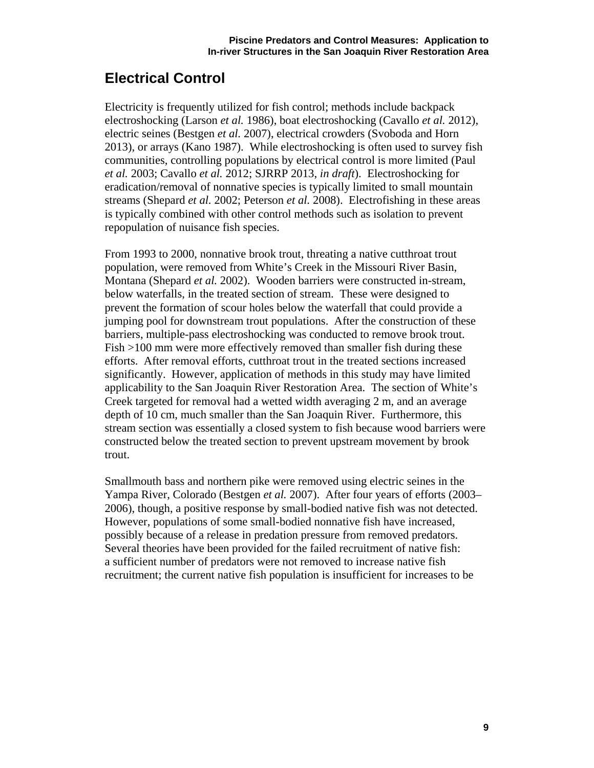## Electrical Control

Electricity is frequently utilized for fish control; methods include backpack electroshocking (Larson *et al.* 1986), boat electroshocking (Cavallo *et al.* 2012), electric seines (Bestgen *et al.* 2007), electrical crowders (Svoboda and Horn 2013), or arrays (Kano 1987). While electroshocking is often used to survey fish communities, controlling populations by electrical control is more limited (Paul *et al.* 2003; Cavallo *et al.* 2012; SJRRP 2013, *in draft*). Electroshocking for eradication/removal of nonnative species is typically limited to small mountain streams (Shepard *et al.* 2002; Peterson *et al.* 2008). Electrofishing in these areas is typically combined with other control methods such as isolation to prevent repopulation of nuisance fish species.

From 1993 to 2000, nonnative brook trout, threating a native cutthroat trout population, were removed from White's Creek in the Missouri River Basin, Montana (Shepard *et al.* 2002). Wooden barriers were constructed in-stream, below waterfalls, in the treated section of stream. These were designed to prevent the formation of scour holes below the waterfall that could provide a jumping pool for downstream trout populations. After the construction of these barriers, multiple-pass electroshocking was conducted to remove brook trout. Fish >100 mm were more effectively removed than smaller fish during these efforts. After removal efforts, cutthroat trout in the treated sections increased significantly. However, application of methods in this study may have limited applicability to the San Joaquin River Restoration Area. The section of White's Creek targeted for removal had a wetted width averaging 2 m, and an average depth of 10 cm, much smaller than the San Joaquin River. Furthermore, this stream section was essentially a closed system to fish because wood barriers were constructed below the treated section to prevent upstream movement by brook trout.

Smallmouth bass and northern pike were removed using electric seines in the Yampa River, Colorado (Bestgen *et al.* 2007). After four years of efforts (2003–2006), though, a positive response by small-bodied native fish was not detected. However, populations of some small-bodied nonnative fish have increased, possibly because of a release in predation pressure from removed predators. Several theories have been provided for the failed recruitment of native fish: a sufficient number of predators were not removed to increase native fish recruitment; the current native fish population is insufficient for increases to be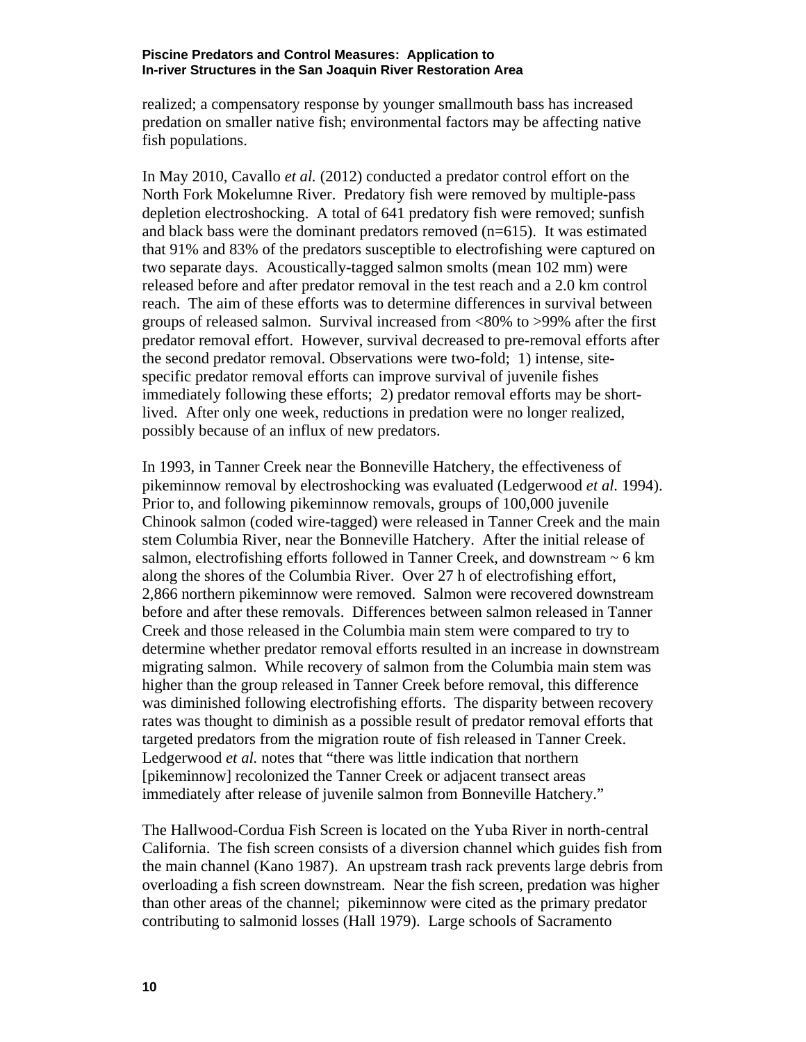realized; a compensatory response by younger smallmouth bass has increased predation on smaller native fish; environmental factors may be affecting native fish populations.

In May 2010, Cavallo *et al.* (2012) conducted a predator control effort on the North Fork Mokelumne River. Predatory fish were removed by multiple-pass depletion electroshocking. A total of 641 predatory fish were removed; sunfish and black bass were the dominant predators removed (n=615). It was estimated that 91% and 83% of the predators susceptible to electrofishing were captured on two separate days. Acoustically-tagged salmon smolts (mean 102 mm) were released before and after predator removal in the test reach and a 2.0 km control reach. The aim of these efforts was to determine differences in survival between groups of released salmon. Survival increased from <80% to >99% after the first predator removal effort. However, survival decreased to pre-removal efforts after the second predator removal. Observations were two-fold; 1) intense, site-specific predator removal efforts can improve survival of juvenile fishes immediately following these efforts; 2) predator removal efforts may be short-lived. After only one week, reductions in predation were no longer realized, possibly because of an influx of new predators.

In 1993, in Tanner Creek near the Bonneville Hatchery, the effectiveness of pikeminnow removal by electroshocking was evaluated (Ledgerwood *et al.* 1994). Prior to, and following pikeminnow removals, groups of 100,000 juvenile Chinook salmon (coded wire-tagged) were released in Tanner Creek and the main stem Columbia River, near the Bonneville Hatchery. After the initial release of salmon, electrofishing efforts followed in Tanner Creek, and downstream ~ 6 km along the shores of the Columbia River. Over 27 h of electrofishing effort, 2,866 northern pikeminnow were removed. Salmon were recovered downstream before and after these removals. Differences between salmon released in Tanner Creek and those released in the Columbia main stem were compared to try to determine whether predator removal efforts resulted in an increase in downstream migrating salmon. While recovery of salmon from the Columbia main stem was higher than the group released in Tanner Creek before removal, this difference was diminished following electrofishing efforts. The disparity between recovery rates was thought to diminish as a possible result of predator removal efforts that targeted predators from the migration route of fish released in Tanner Creek. Ledgerwood *et al.* notes that "there was little indication that northern [pikeminnow] recolonized the Tanner Creek or adjacent transect areas immediately after release of juvenile salmon from Bonneville Hatchery."

The Hallwood-Cordua Fish Screen is located on the Yuba River in north-central California. The fish screen consists of a diversion channel which guides fish from the main channel (Kano 1987). An upstream trash rack prevents large debris from overloading a fish screen downstream. Near the fish screen, predation was higher than other areas of the channel; pikeminnow were cited as the primary predator contributing to salmonid losses (Hall 1979). Large schools of Sacramento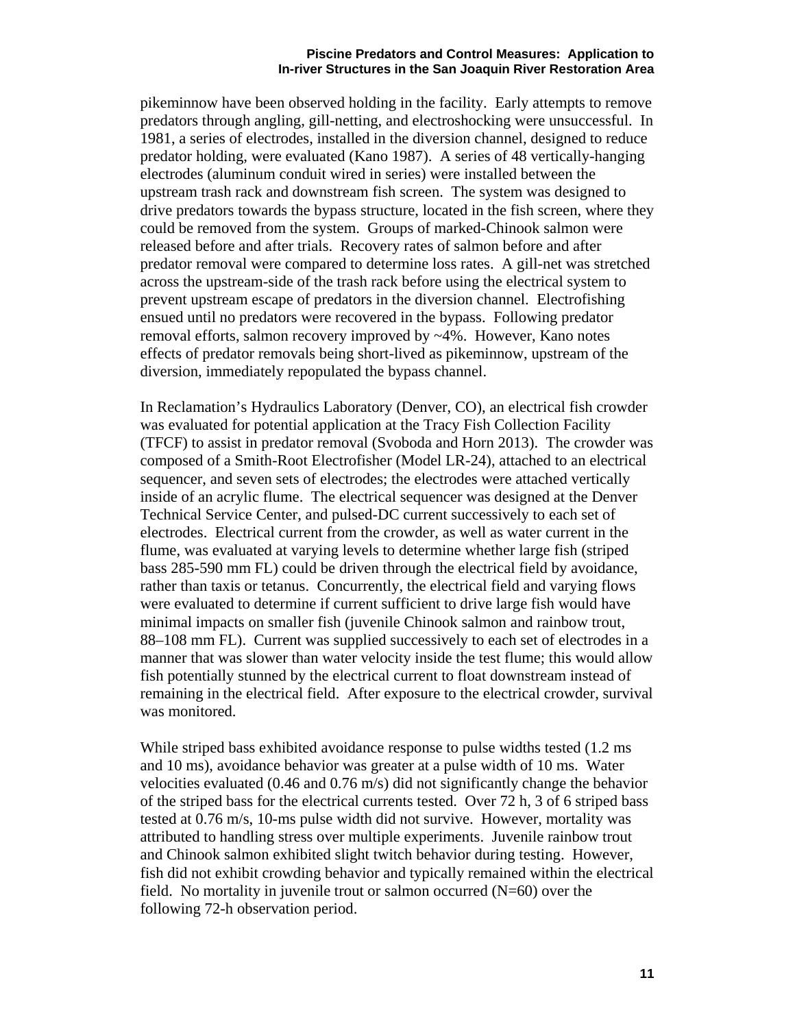pikeminnow have been observed holding in the facility. Early attempts to remove predators through angling, gill-netting, and electroshocking were unsuccessful. In 1981, a series of electrodes, installed in the diversion channel, designed to reduce predator holding, were evaluated (Kano 1987). A series of 48 vertically-hanging electrodes (aluminum conduit wired in series) were installed between the upstream trash rack and downstream fish screen. The system was designed to drive predators towards the bypass structure, located in the fish screen, where they could be removed from the system. Groups of marked-Chinook salmon were released before and after trials. Recovery rates of salmon before and after predator removal were compared to determine loss rates. A gill-net was stretched across the upstream-side of the trash rack before using the electrical system to prevent upstream escape of predators in the diversion channel. Electrofishing ensued until no predators were recovered in the bypass. Following predator removal efforts, salmon recovery improved by ~4%. However, Kano notes effects of predator removals being short-lived as pikeminnow, upstream of the diversion, immediately repopulated the bypass channel.

In Reclamation's Hydraulics Laboratory (Denver, CO), an electrical fish crowder was evaluated for potential application at the Tracy Fish Collection Facility (TFCF) to assist in predator removal (Svoboda and Horn 2013). The crowder was composed of a Smith-Root Electrofisher (Model LR-24), attached to an electrical sequencer, and seven sets of electrodes; the electrodes were attached vertically inside of an acrylic flume. The electrical sequencer was designed at the Denver Technical Service Center, and pulsed-DC current successively to each set of electrodes. Electrical current from the crowder, as well as water current in the flume, was evaluated at varying levels to determine whether large fish (striped bass 285-590 mm FL) could be driven through the electrical field by avoidance, rather than taxis or tetanus. Concurrently, the electrical field and varying flows were evaluated to determine if current sufficient to drive large fish would have minimal impacts on smaller fish (juvenile Chinook salmon and rainbow trout, 88–108 mm FL). Current was supplied successively to each set of electrodes in a manner that was slower than water velocity inside the test flume; this would allow fish potentially stunned by the electrical current to float downstream instead of remaining in the electrical field. After exposure to the electrical crowder, survival was monitored.

While striped bass exhibited avoidance response to pulse widths tested (1.2 ms and 10 ms), avoidance behavior was greater at a pulse width of 10 ms. Water velocities evaluated (0.46 and 0.76 m/s) did not significantly change the behavior of the striped bass for the electrical currents tested. Over 72 h, 3 of 6 striped bass tested at 0.76 m/s, 10-ms pulse width did not survive. However, mortality was attributed to handling stress over multiple experiments. Juvenile rainbow trout and Chinook salmon exhibited slight twitch behavior during testing. However, fish did not exhibit crowding behavior and typically remained within the electrical field. No mortality in juvenile trout or salmon occurred (N=60) over the following 72-h observation period.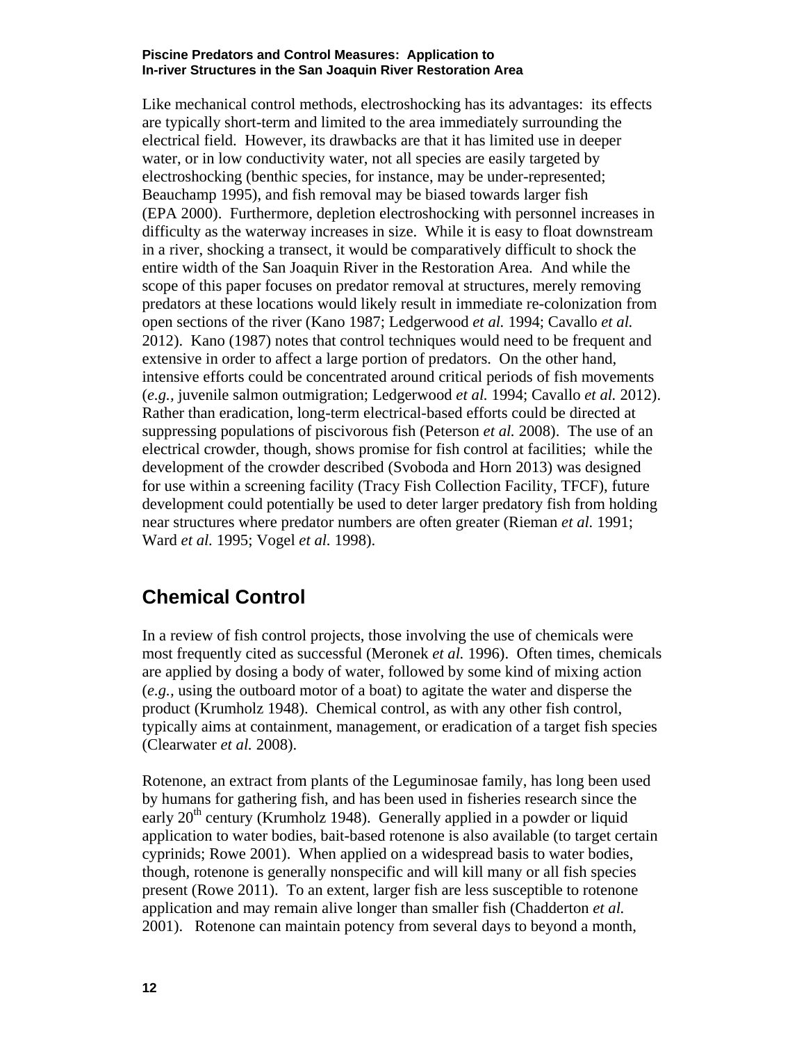Like mechanical control methods, electroshocking has its advantages: its effects are typically short-term and limited to the area immediately surrounding the electrical field. However, its drawbacks are that it has limited use in deeper water, or in low conductivity water, not all species are easily targeted by electroshocking (benthic species, for instance, may be under-represented; Beauchamp 1995), and fish removal may be biased towards larger fish (EPA 2000). Furthermore, depletion electroshocking with personnel increases in difficulty as the waterway increases in size. While it is easy to float downstream in a river, shocking a transect, it would be comparatively difficult to shock the entire width of the San Joaquin River in the Restoration Area. And while the scope of this paper focuses on predator removal at structures, merely removing predators at these locations would likely result in immediate re-colonization from open sections of the river (Kano 1987; Ledgerwood *et al.* 1994; Cavallo *et al.* 2012). Kano (1987) notes that control techniques would need to be frequent and extensive in order to affect a large portion of predators. On the other hand, intensive efforts could be concentrated around critical periods of fish movements (*e.g.,* juvenile salmon outmigration; Ledgerwood *et al.* 1994; Cavallo *et al.* 2012). Rather than eradication, long-term electrical-based efforts could be directed at suppressing populations of piscivorous fish (Peterson *et al.* 2008). The use of an electrical crowder, though, shows promise for fish control at facilities; while the development of the crowder described (Svoboda and Horn 2013) was designed for use within a screening facility (Tracy Fish Collection Facility, TFCF), future development could potentially be used to deter larger predatory fish from holding near structures where predator numbers are often greater (Rieman *et al.* 1991; Ward *et al.* 1995; Vogel *et al.* 1998).

# Chemical Control

In a review of fish control projects, those involving the use of chemicals were most frequently cited as successful (Meronek *et al.* 1996). Often times, chemicals are applied by dosing a body of water, followed by some kind of mixing action (*e.g.,* using the outboard motor of a boat) to agitate the water and disperse the product (Krumholz 1948). Chemical control, as with any other fish control, typically aims at containment, management, or eradication of a target fish species (Clearwater *et al.* 2008).

Rotenone, an extract from plants of the Leguminosae family, has long been used by humans for gathering fish, and has been used in fisheries research since the early 20th century (Krumholz 1948). Generally applied in a powder or liquid application to water bodies, bait-based rotenone is also available (to target certain cyprinids; Rowe 2001). When applied on a widespread basis to water bodies, though, rotenone is generally nonspecific and will kill many or all fish species present (Rowe 2011). To an extent, larger fish are less susceptible to rotenone application and may remain alive longer than smaller fish (Chadderton *et al.* 2001). Rotenone can maintain potency from several days to beyond a month,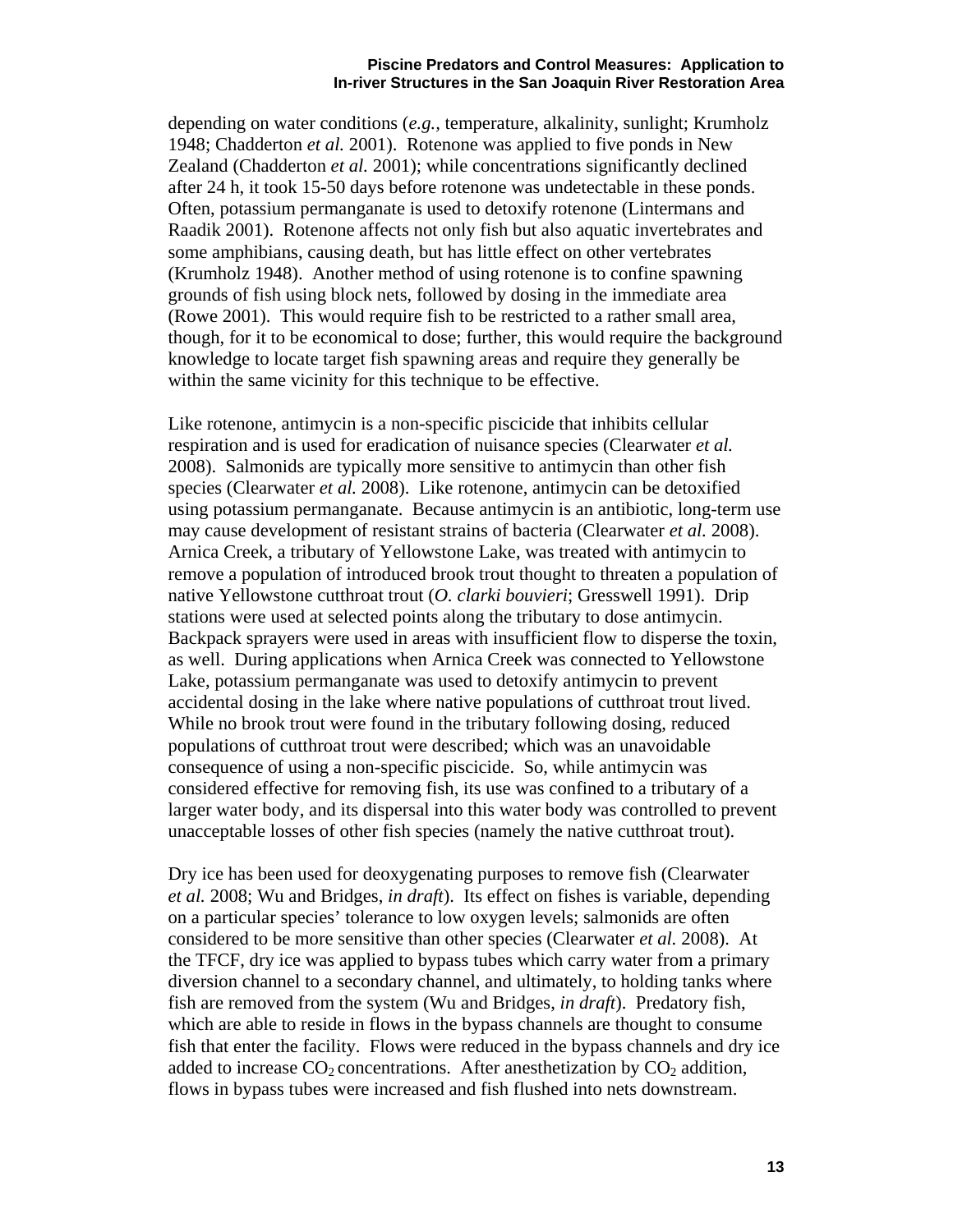depending on water conditions (*e.g.*, temperature, alkalinity, sunlight; Krumholz 1948; Chadderton *et al.* 2001). Rotenone was applied to five ponds in New Zealand (Chadderton *et al.* 2001); while concentrations significantly declined after 24 h, it took 15-50 days before rotenone was undetectable in these ponds. Often, potassium permanganate is used to detoxify rotenone (Lintermans and Raadik 2001). Rotenone affects not only fish but also aquatic invertebrates and some amphibians, causing death, but has little effect on other vertebrates (Krumholz 1948). Another method of using rotenone is to confine spawning grounds of fish using block nets, followed by dosing in the immediate area (Rowe 2001). This would require fish to be restricted to a rather small area, though, for it to be economical to dose; further, this would require the background knowledge to locate target fish spawning areas and require they generally be within the same vicinity for this technique to be effective.

Like rotenone, antimycin is a non-specific piscicide that inhibits cellular respiration and is used for eradication of nuisance species (Clearwater *et al.* 2008). Salmonids are typically more sensitive to antimycin than other fish species (Clearwater *et al.* 2008). Like rotenone, antimycin can be detoxified using potassium permanganate. Because antimycin is an antibiotic, long-term use may cause development of resistant strains of bacteria (Clearwater *et al.* 2008). Arnica Creek, a tributary of Yellowstone Lake, was treated with antimycin to remove a population of introduced brook trout thought to threaten a population of native Yellowstone cutthroat trout (*O. clarki bouvieri*; Gresswell 1991). Drip stations were used at selected points along the tributary to dose antimycin. Backpack sprayers were used in areas with insufficient flow to disperse the toxin, as well. During applications when Arnica Creek was connected to Yellowstone Lake, potassium permanganate was used to detoxify antimycin to prevent accidental dosing in the lake where native populations of cutthroat trout lived. While no brook trout were found in the tributary following dosing, reduced populations of cutthroat trout were described; which was an unavoidable consequence of using a non-specific piscicide. So, while antimycin was considered effective for removing fish, its use was confined to a tributary of a larger water body, and its dispersal into this water body was controlled to prevent unacceptable losses of other fish species (namely the native cutthroat trout).

Dry ice has been used for deoxygenating purposes to remove fish (Clearwater *et al.* 2008; Wu and Bridges, *in draft*). Its effect on fishes is variable, depending on a particular species' tolerance to low oxygen levels; salmonids are often considered to be more sensitive than other species (Clearwater *et al.* 2008). At the TFCF, dry ice was applied to bypass tubes which carry water from a primary diversion channel to a secondary channel, and ultimately, to holding tanks where fish are removed from the system (Wu and Bridges, *in draft*). Predatory fish, which are able to reside in flows in the bypass channels are thought to consume fish that enter the facility. Flows were reduced in the bypass channels and dry ice added to increase $CO_2$ concentrations. After anesthetization by $CO_2$ addition, flows in bypass tubes were increased and fish flushed into nets downstream.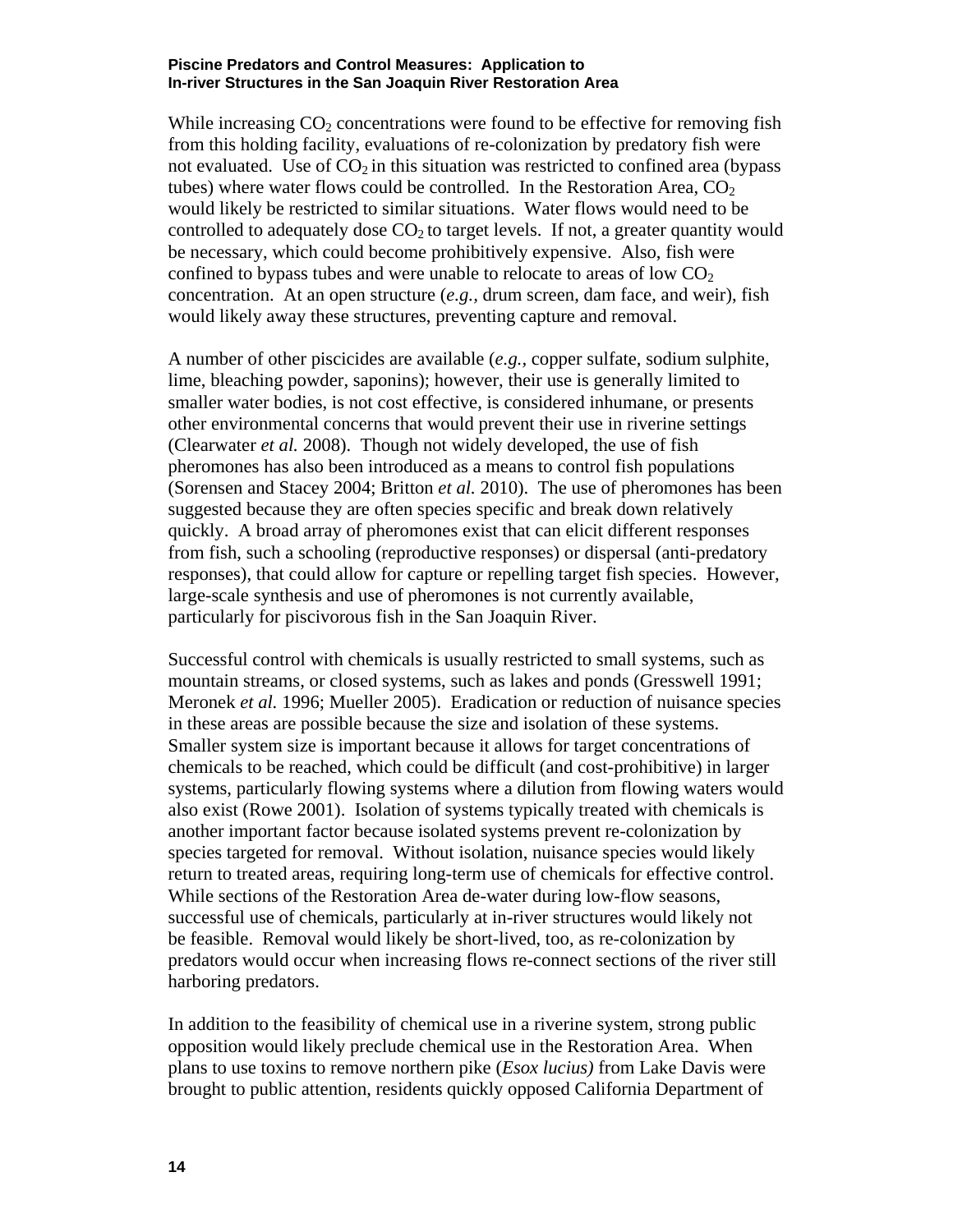While increasing $CO_2$ concentrations were found to be effective for removing fish from this holding facility, evaluations of re-colonization by predatory fish were not evaluated. Use of $CO_2$ in this situation was restricted to confined area (bypass tubes) where water flows could be controlled. In the Restoration Area, $CO_2$ would likely be restricted to similar situations. Water flows would need to be controlled to adequately dose $CO_2$ to target levels. If not, a greater quantity would be necessary, which could become prohibitively expensive. Also, fish were confined to bypass tubes and were unable to relocate to areas of low $CO_2$ concentration. At an open structure (*e.g.,* drum screen, dam face, and weir), fish would likely away these structures, preventing capture and removal.

A number of other piscicides are available (*e.g.,* copper sulfate, sodium sulphite, lime, bleaching powder, saponins); however, their use is generally limited to smaller water bodies, is not cost effective, is considered inhumane, or presents other environmental concerns that would prevent their use in riverine settings (Clearwater *et al.* 2008). Though not widely developed, the use of fish pheromones has also been introduced as a means to control fish populations (Sorensen and Stacey 2004; Britton *et al.* 2010). The use of pheromones has been suggested because they are often species specific and break down relatively quickly. A broad array of pheromones exist that can elicit different responses from fish, such a schooling (reproductive responses) or dispersal (anti-predatory responses), that could allow for capture or repelling target fish species. However, large-scale synthesis and use of pheromones is not currently available, particularly for piscivorous fish in the San Joaquin River.

Successful control with chemicals is usually restricted to small systems, such as mountain streams, or closed systems, such as lakes and ponds (Gresswell 1991; Meronek *et al.* 1996; Mueller 2005). Eradication or reduction of nuisance species in these areas are possible because the size and isolation of these systems. Smaller system size is important because it allows for target concentrations of chemicals to be reached, which could be difficult (and cost-prohibitive) in larger systems, particularly flowing systems where a dilution from flowing waters would also exist (Rowe 2001). Isolation of systems typically treated with chemicals is another important factor because isolated systems prevent re-colonization by species targeted for removal. Without isolation, nuisance species would likely return to treated areas, requiring long-term use of chemicals for effective control. While sections of the Restoration Area de-water during low-flow seasons, successful use of chemicals, particularly at in-river structures would likely not be feasible. Removal would likely be short-lived, too, as re-colonization by predators would occur when increasing flows re-connect sections of the river still harboring predators.

In addition to the feasibility of chemical use in a riverine system, strong public opposition would likely preclude chemical use in the Restoration Area. When plans to use toxins to remove northern pike (*Esox lucius)* from Lake Davis were brought to public attention, residents quickly opposed California Department of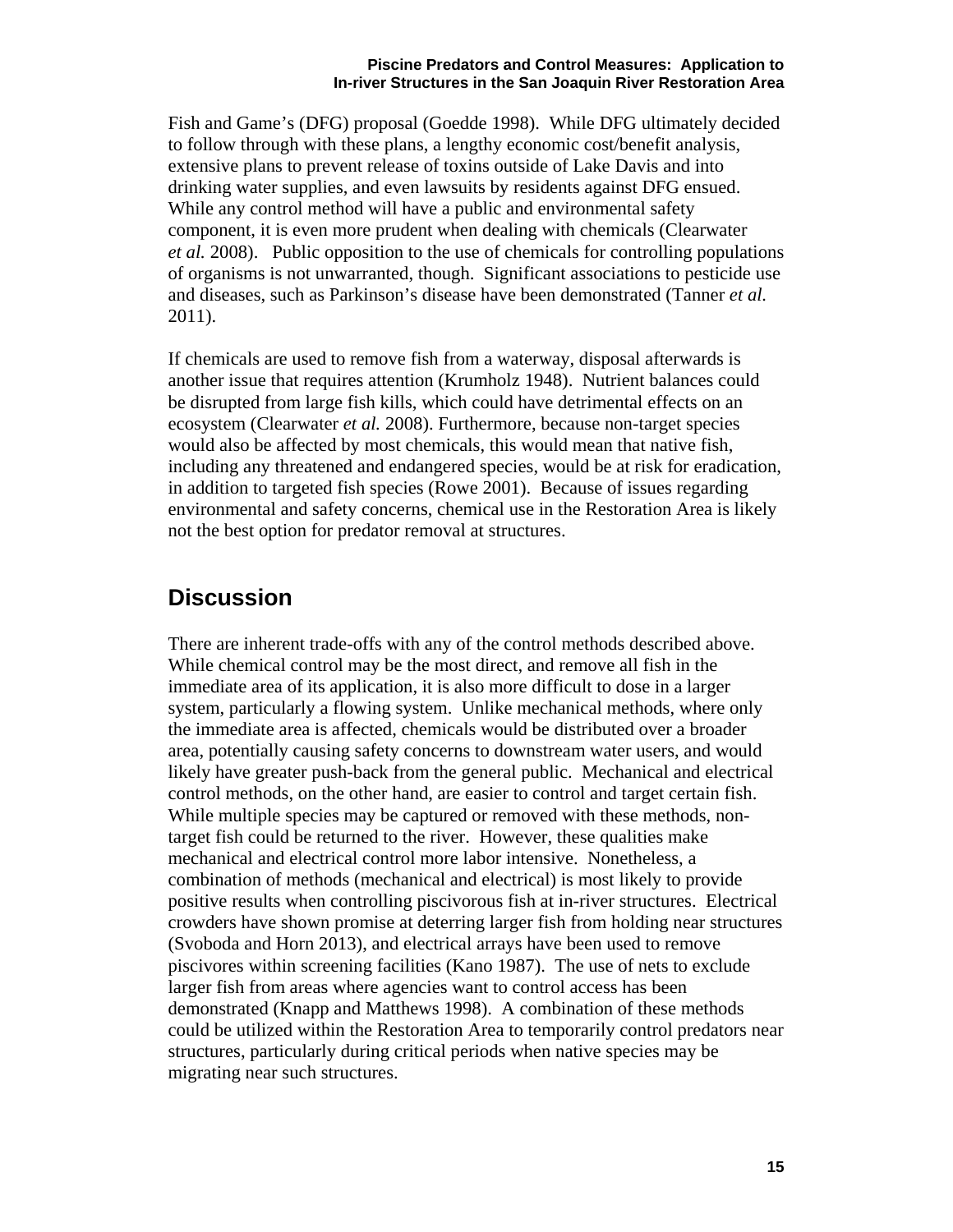Fish and Game's (DFG) proposal (Goedde 1998). While DFG ultimately decided to follow through with these plans, a lengthy economic cost/benefit analysis, extensive plans to prevent release of toxins outside of Lake Davis and into drinking water supplies, and even lawsuits by residents against DFG ensued. While any control method will have a public and environmental safety component, it is even more prudent when dealing with chemicals (Clearwater *et al.* 2008). Public opposition to the use of chemicals for controlling populations of organisms is not unwarranted, though. Significant associations to pesticide use and diseases, such as Parkinson's disease have been demonstrated (Tanner *et al.* 2011).

If chemicals are used to remove fish from a waterway, disposal afterwards is another issue that requires attention (Krumholz 1948). Nutrient balances could be disrupted from large fish kills, which could have detrimental effects on an ecosystem (Clearwater *et al.* 2008). Furthermore, because non-target species would also be affected by most chemicals, this would mean that native fish, including any threatened and endangered species, would be at risk for eradication, in addition to targeted fish species (Rowe 2001). Because of issues regarding environmental and safety concerns, chemical use in the Restoration Area is likely not the best option for predator removal at structures.

## Discussion

There are inherent trade-offs with any of the control methods described above. While chemical control may be the most direct, and remove all fish in the immediate area of its application, it is also more difficult to dose in a larger system, particularly a flowing system. Unlike mechanical methods, where only the immediate area is affected, chemicals would be distributed over a broader area, potentially causing safety concerns to downstream water users, and would likely have greater push-back from the general public. Mechanical and electrical control methods, on the other hand, are easier to control and target certain fish. While multiple species may be captured or removed with these methods, non-target fish could be returned to the river. However, these qualities make mechanical and electrical control more labor intensive. Nonetheless, a combination of methods (mechanical and electrical) is most likely to provide positive results when controlling piscivorous fish at in-river structures. Electrical crowders have shown promise at deterring larger fish from holding near structures (Svoboda and Horn 2013), and electrical arrays have been used to remove piscivores within screening facilities (Kano 1987). The use of nets to exclude larger fish from areas where agencies want to control access has been demonstrated (Knapp and Matthews 1998). A combination of these methods could be utilized within the Restoration Area to temporarily control predators near structures, particularly during critical periods when native species may be migrating near such structures.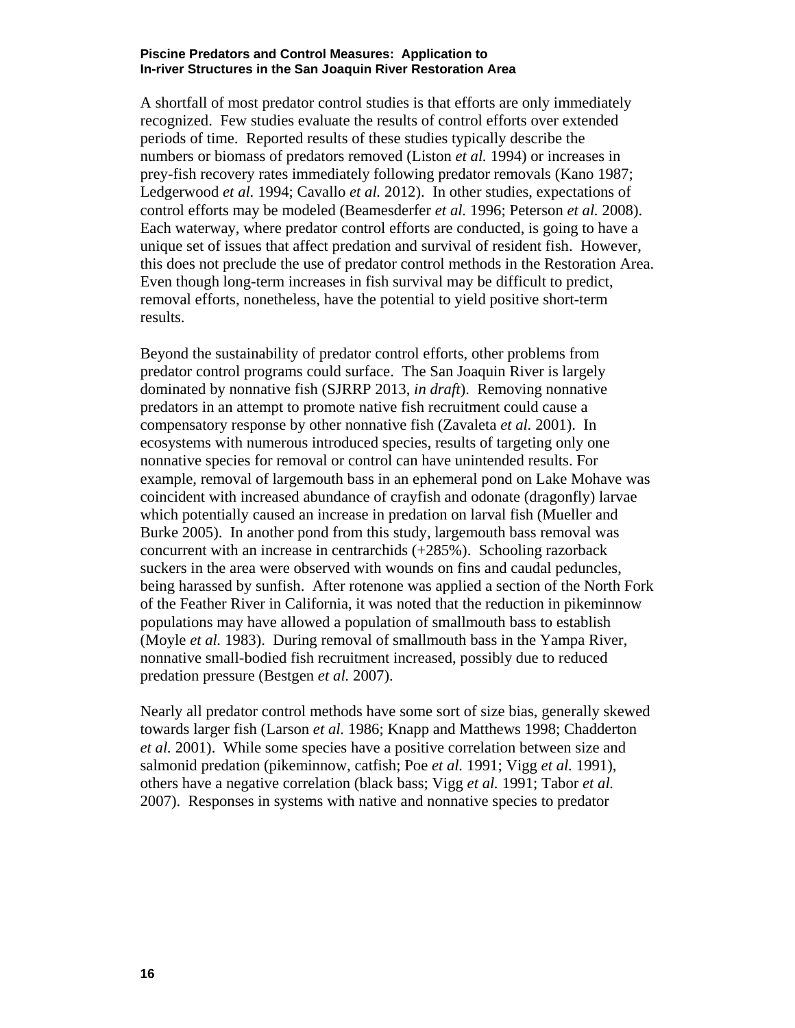A shortfall of most predator control studies is that efforts are only immediately recognized. Few studies evaluate the results of control efforts over extended periods of time. Reported results of these studies typically describe the numbers or biomass of predators removed (Liston *et al.* 1994) or increases in prey-fish recovery rates immediately following predator removals (Kano 1987; Ledgerwood *et al.* 1994; Cavallo *et al.* 2012). In other studies, expectations of control efforts may be modeled (Beamesderfer *et al.* 1996; Peterson *et al.* 2008). Each waterway, where predator control efforts are conducted, is going to have a unique set of issues that affect predation and survival of resident fish. However, this does not preclude the use of predator control methods in the Restoration Area. Even though long-term increases in fish survival may be difficult to predict, removal efforts, nonetheless, have the potential to yield positive short-term results.

Beyond the sustainability of predator control efforts, other problems from predator control programs could surface. The San Joaquin River is largely dominated by nonnative fish (SJRRP 2013, *in draft*). Removing nonnative predators in an attempt to promote native fish recruitment could cause a compensatory response by other nonnative fish (Zavaleta *et al.* 2001). In ecosystems with numerous introduced species, results of targeting only one nonnative species for removal or control can have unintended results. For example, removal of largemouth bass in an ephemeral pond on Lake Mohave was coincident with increased abundance of crayfish and odonate (dragonfly) larvae which potentially caused an increase in predation on larval fish (Mueller and Burke 2005). In another pond from this study, largemouth bass removal was concurrent with an increase in centrarchids (+285%). Schooling razorback suckers in the area were observed with wounds on fins and caudal peduncles, being harassed by sunfish. After rotenone was applied a section of the North Fork of the Feather River in California, it was noted that the reduction in pikeminnow populations may have allowed a population of smallmouth bass to establish (Moyle *et al.* 1983). During removal of smallmouth bass in the Yampa River, nonnative small-bodied fish recruitment increased, possibly due to reduced predation pressure (Bestgen *et al.* 2007).

Nearly all predator control methods have some sort of size bias, generally skewed towards larger fish (Larson *et al.* 1986; Knapp and Matthews 1998; Chadderton *et al.* 2001). While some species have a positive correlation between size and salmonid predation (pikeminnow, catfish; Poe *et al.* 1991; Vigg *et al.* 1991), others have a negative correlation (black bass; Vigg *et al.* 1991; Tabor *et al.* 2007). Responses in systems with native and nonnative species to predator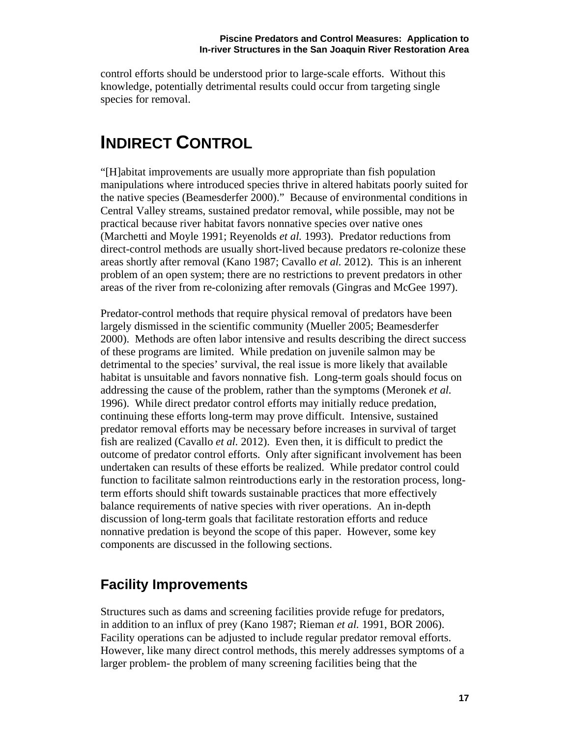control efforts should be understood prior to large-scale efforts. Without this knowledge, potentially detrimental results could occur from targeting single species for removal.

# INDIRECT CONTROL

"[H]abitat improvements are usually more appropriate than fish population manipulations where introduced species thrive in altered habitats poorly suited for the native species (Beamesderfer 2000)." Because of environmental conditions in Central Valley streams, sustained predator removal, while possible, may not be practical because river habitat favors nonnative species over native ones (Marchetti and Moyle 1991; Reyenolds *et al.* 1993). Predator reductions from direct-control methods are usually short-lived because predators re-colonize these areas shortly after removal (Kano 1987; Cavallo *et al.* 2012). This is an inherent problem of an open system; there are no restrictions to prevent predators in other areas of the river from re-colonizing after removals (Gingras and McGee 1997).

Predator-control methods that require physical removal of predators have been largely dismissed in the scientific community (Mueller 2005; Beamesderfer 2000). Methods are often labor intensive and results describing the direct success of these programs are limited. While predation on juvenile salmon may be detrimental to the species' survival, the real issue is more likely that available habitat is unsuitable and favors nonnative fish. Long-term goals should focus on addressing the cause of the problem, rather than the symptoms (Meronek *et al.* 1996). While direct predator control efforts may initially reduce predation, continuing these efforts long-term may prove difficult. Intensive, sustained predator removal efforts may be necessary before increases in survival of target fish are realized (Cavallo *et al.* 2012). Even then, it is difficult to predict the outcome of predator control efforts. Only after significant involvement has been undertaken can results of these efforts be realized. While predator control could function to facilitate salmon reintroductions early in the restoration process, long-term efforts should shift towards sustainable practices that more effectively balance requirements of native species with river operations. An in-depth discussion of long-term goals that facilitate restoration efforts and reduce nonnative predation is beyond the scope of this paper. However, some key components are discussed in the following sections.

## Facility Improvements

Structures such as dams and screening facilities provide refuge for predators, in addition to an influx of prey (Kano 1987; Rieman *et al.* 1991, BOR 2006). Facility operations can be adjusted to include regular predator removal efforts. However, like many direct control methods, this merely addresses symptoms of a larger problem- the problem of many screening facilities being that the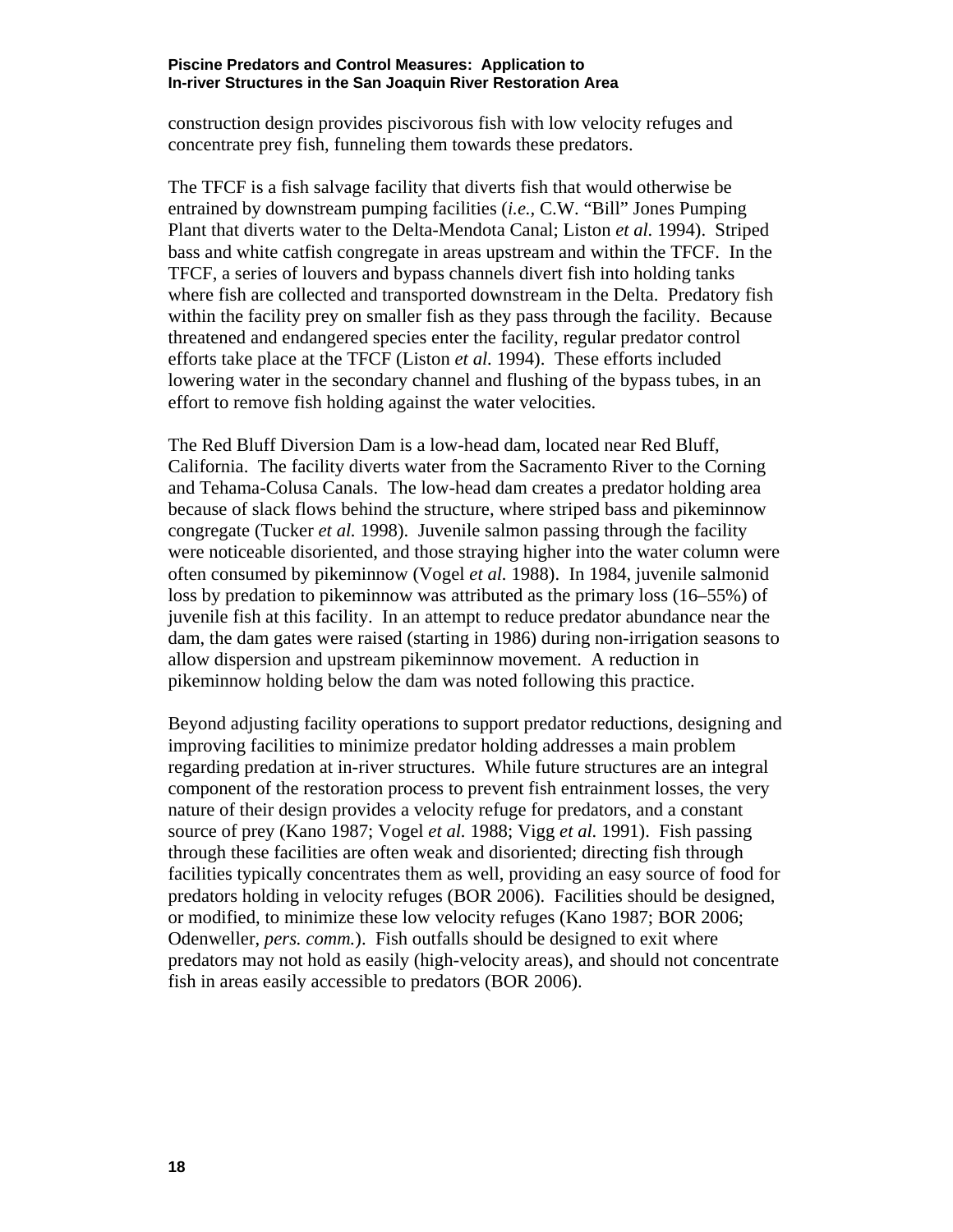construction design provides piscivorous fish with low velocity refuges and concentrate prey fish, funneling them towards these predators.

The TFCF is a fish salvage facility that diverts fish that would otherwise be entrained by downstream pumping facilities (*i.e.*, C.W. "Bill" Jones Pumping Plant that diverts water to the Delta-Mendota Canal; Liston *et al.* 1994). Striped bass and white catfish congregate in areas upstream and within the TFCF. In the TFCF, a series of louvers and bypass channels divert fish into holding tanks where fish are collected and transported downstream in the Delta. Predatory fish within the facility prey on smaller fish as they pass through the facility. Because threatened and endangered species enter the facility, regular predator control efforts take place at the TFCF (Liston *et al.* 1994). These efforts included lowering water in the secondary channel and flushing of the bypass tubes, in an effort to remove fish holding against the water velocities.

The Red Bluff Diversion Dam is a low-head dam, located near Red Bluff, California. The facility diverts water from the Sacramento River to the Corning and Tehama-Colusa Canals. The low-head dam creates a predator holding area because of slack flows behind the structure, where striped bass and pikeminnow congregate (Tucker *et al.* 1998). Juvenile salmon passing through the facility were noticeable disoriented, and those straying higher into the water column were often consumed by pikeminnow (Vogel *et al.* 1988). In 1984, juvenile salmonid loss by predation to pikeminnow was attributed as the primary loss (16–55%) of juvenile fish at this facility. In an attempt to reduce predator abundance near the dam, the dam gates were raised (starting in 1986) during non-irrigation seasons to allow dispersion and upstream pikeminnow movement. A reduction in pikeminnow holding below the dam was noted following this practice.

Beyond adjusting facility operations to support predator reductions, designing and improving facilities to minimize predator holding addresses a main problem regarding predation at in-river structures. While future structures are an integral component of the restoration process to prevent fish entrainment losses, the very nature of their design provides a velocity refuge for predators, and a constant source of prey (Kano 1987; Vogel *et al.* 1988; Vigg *et al.* 1991). Fish passing through these facilities are often weak and disoriented; directing fish through facilities typically concentrates them as well, providing an easy source of food for predators holding in velocity refuges (BOR 2006). Facilities should be designed, or modified, to minimize these low velocity refuges (Kano 1987; BOR 2006; Odenweller, *pers. comm.*). Fish outfalls should be designed to exit where predators may not hold as easily (high-velocity areas), and should not concentrate fish in areas easily accessible to predators (BOR 2006).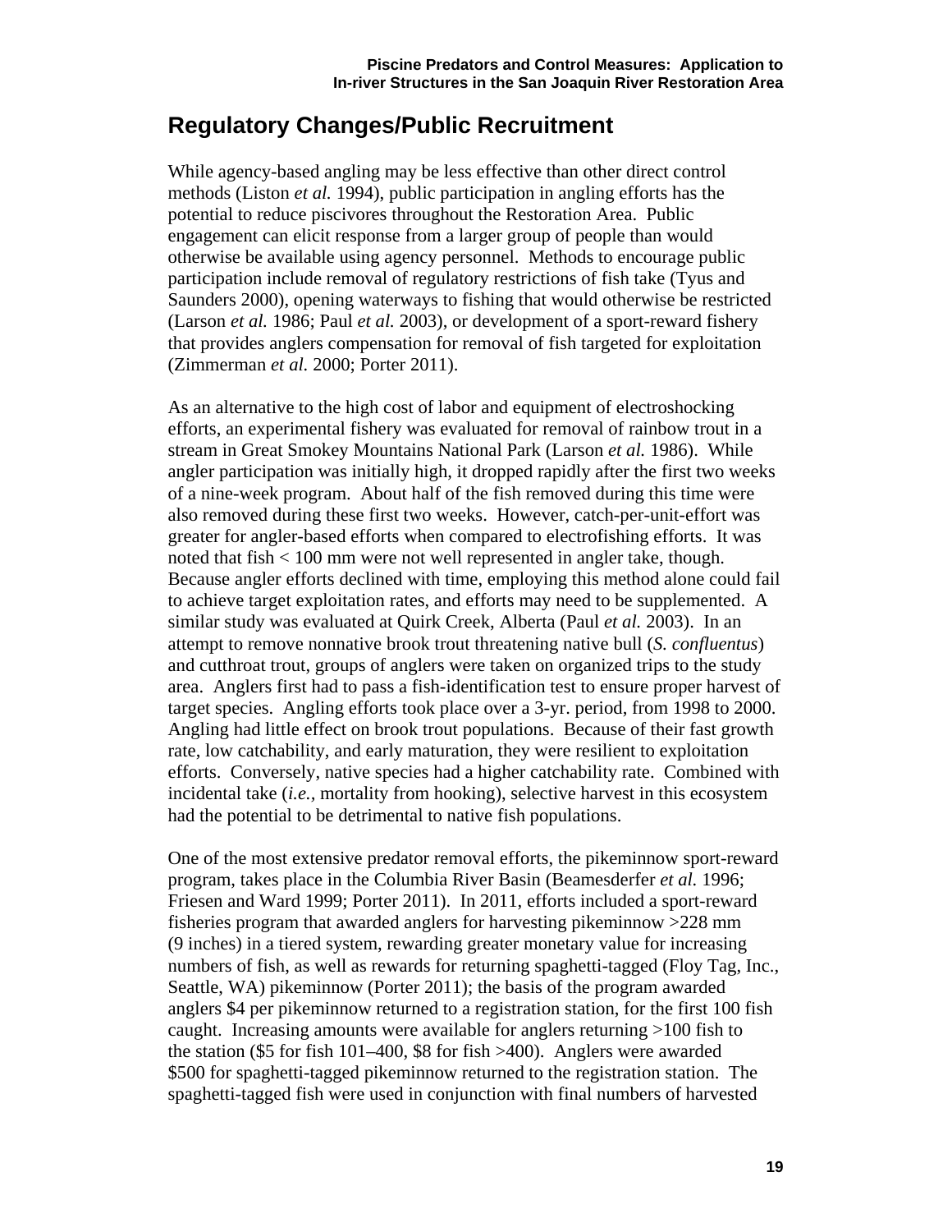## Regulatory Changes/Public Recruitment

While agency-based angling may be less effective than other direct control methods (Liston *et al.* 1994), public participation in angling efforts has the potential to reduce piscivores throughout the Restoration Area. Public engagement can elicit response from a larger group of people than would otherwise be available using agency personnel. Methods to encourage public participation include removal of regulatory restrictions of fish take (Tyus and Saunders 2000), opening waterways to fishing that would otherwise be restricted (Larson *et al.* 1986; Paul *et al.* 2003), or development of a sport-reward fishery that provides anglers compensation for removal of fish targeted for exploitation (Zimmerman *et al*. 2000; Porter 2011).

As an alternative to the high cost of labor and equipment of electroshocking efforts, an experimental fishery was evaluated for removal of rainbow trout in a stream in Great Smokey Mountains National Park (Larson *et al.* 1986). While angler participation was initially high, it dropped rapidly after the first two weeks of a nine-week program. About half of the fish removed during this time were also removed during these first two weeks. However, catch-per-unit-effort was greater for angler-based efforts when compared to electrofishing efforts. It was noted that fish < 100 mm were not well represented in angler take, though. Because angler efforts declined with time, employing this method alone could fail to achieve target exploitation rates, and efforts may need to be supplemented. A similar study was evaluated at Quirk Creek, Alberta (Paul *et al.* 2003). In an attempt to remove nonnative brook trout threatening native bull (*S. confluentus*) and cutthroat trout, groups of anglers were taken on organized trips to the study area. Anglers first had to pass a fish-identification test to ensure proper harvest of target species. Angling efforts took place over a 3-yr. period, from 1998 to 2000. Angling had little effect on brook trout populations. Because of their fast growth rate, low catchability, and early maturation, they were resilient to exploitation efforts. Conversely, native species had a higher catchability rate. Combined with incidental take (*i.e.,* mortality from hooking), selective harvest in this ecosystem had the potential to be detrimental to native fish populations.

One of the most extensive predator removal efforts, the pikeminnow sport-reward program, takes place in the Columbia River Basin (Beamesderfer *et al.* 1996; Friesen and Ward 1999; Porter 2011). In 2011, efforts included a sport-reward fisheries program that awarded anglers for harvesting pikeminnow >228 mm (9 inches) in a tiered system, rewarding greater monetary value for increasing numbers of fish, as well as rewards for returning spaghetti-tagged (Floy Tag, Inc., Seattle, WA) pikeminnow (Porter 2011); the basis of the program awarded anglers $4 per pikeminnow returned to a registration station, for the first 100 fish caught. Increasing amounts were available for anglers returning >100 fish to the station ($5 for fish 101–400, $8 for fish >400). Anglers were awarded $500 for spaghetti-tagged pikeminnow returned to the registration station. The spaghetti-tagged fish were used in conjunction with final numbers of harvested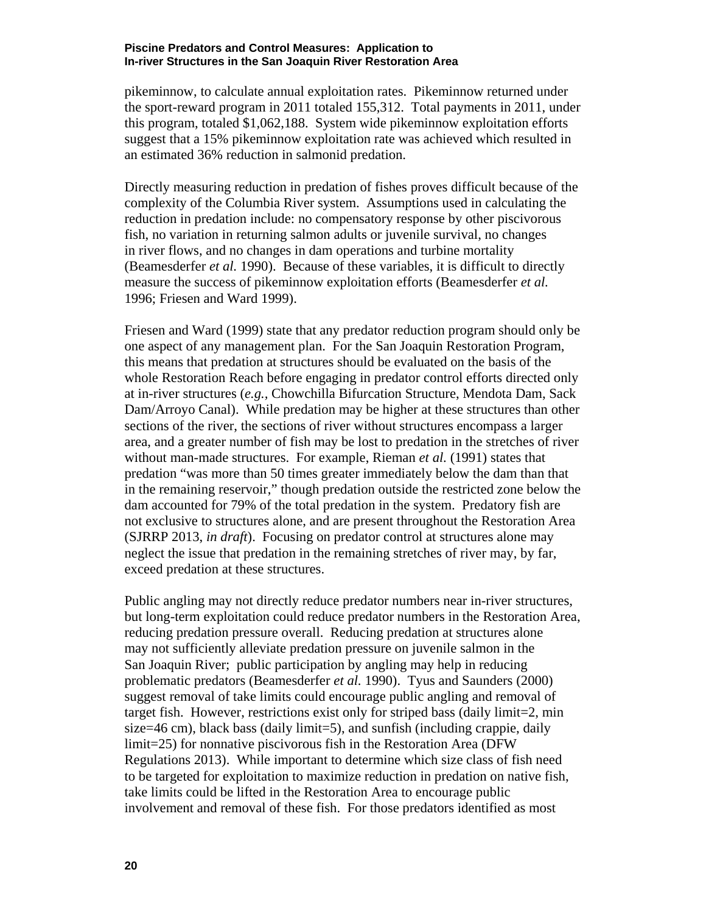pikeminnow, to calculate annual exploitation rates. Pikeminnow returned under the sport-reward program in 2011 totaled 155,312. Total payments in 2011, under this program, totaled $1,062,188. System wide pikeminnow exploitation efforts suggest that a 15% pikeminnow exploitation rate was achieved which resulted in an estimated 36% reduction in salmonid predation.

Directly measuring reduction in predation of fishes proves difficult because of the complexity of the Columbia River system. Assumptions used in calculating the reduction in predation include: no compensatory response by other piscivorous fish, no variation in returning salmon adults or juvenile survival, no changes in river flows, and no changes in dam operations and turbine mortality (Beamesderfer *et al.* 1990). Because of these variables, it is difficult to directly measure the success of pikeminnow exploitation efforts (Beamesderfer *et al.* 1996; Friesen and Ward 1999).

Friesen and Ward (1999) state that any predator reduction program should only be one aspect of any management plan. For the San Joaquin Restoration Program, this means that predation at structures should be evaluated on the basis of the whole Restoration Reach before engaging in predator control efforts directed only at in-river structures (*e.g.,* Chowchilla Bifurcation Structure, Mendota Dam, Sack Dam/Arroyo Canal). While predation may be higher at these structures than other sections of the river, the sections of river without structures encompass a larger area, and a greater number of fish may be lost to predation in the stretches of river without man-made structures. For example, Rieman *et al.* (1991) states that predation "was more than 50 times greater immediately below the dam than that in the remaining reservoir," though predation outside the restricted zone below the dam accounted for 79% of the total predation in the system. Predatory fish are not exclusive to structures alone, and are present throughout the Restoration Area (SJRRP 2013, *in draft*). Focusing on predator control at structures alone may neglect the issue that predation in the remaining stretches of river may, by far, exceed predation at these structures.

Public angling may not directly reduce predator numbers near in-river structures, but long-term exploitation could reduce predator numbers in the Restoration Area, reducing predation pressure overall. Reducing predation at structures alone may not sufficiently alleviate predation pressure on juvenile salmon in the San Joaquin River; public participation by angling may help in reducing problematic predators (Beamesderfer *et al.* 1990). Tyus and Saunders (2000) suggest removal of take limits could encourage public angling and removal of target fish. However, restrictions exist only for striped bass (daily limit=2, min size=46 cm), black bass (daily limit=5), and sunfish (including crappie, daily limit=25) for nonnative piscivorous fish in the Restoration Area (DFW Regulations 2013). While important to determine which size class of fish need to be targeted for exploitation to maximize reduction in predation on native fish, take limits could be lifted in the Restoration Area to encourage public involvement and removal of these fish. For those predators identified as most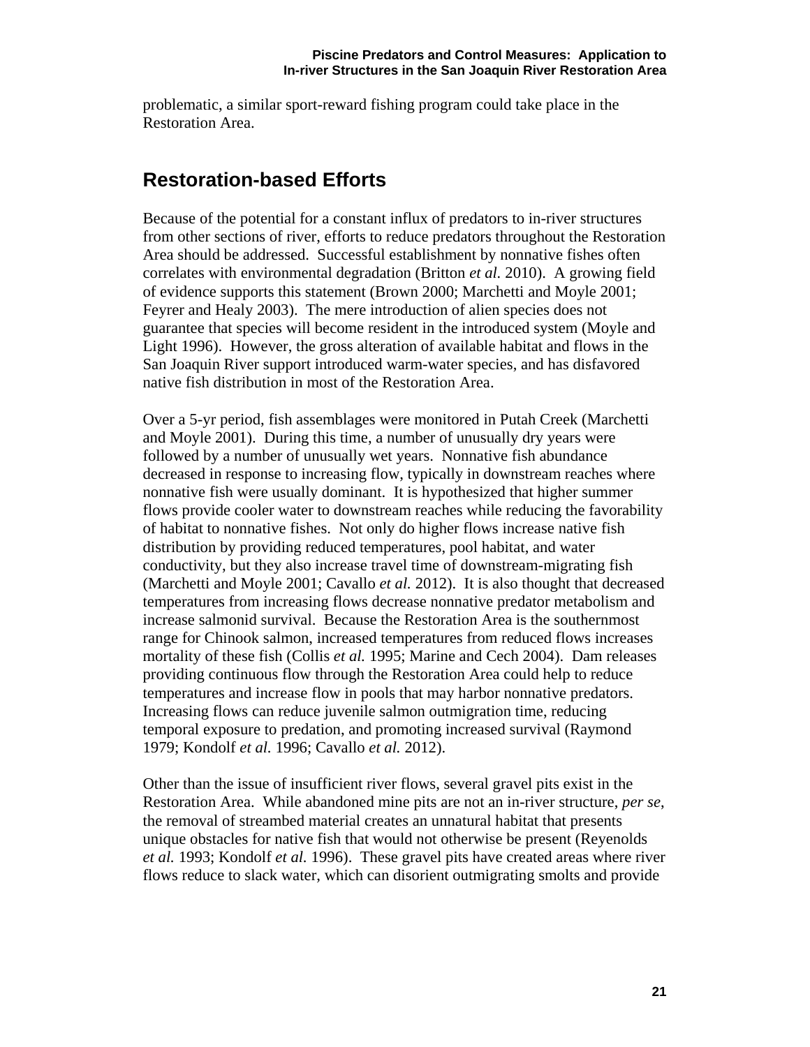problematic, a similar sport-reward fishing program could take place in the Restoration Area.

## Restoration-based Efforts

Because of the potential for a constant influx of predators to in-river structures from other sections of river, efforts to reduce predators throughout the Restoration Area should be addressed. Successful establishment by nonnative fishes often correlates with environmental degradation (Britton *et al.* 2010). A growing field of evidence supports this statement (Brown 2000; Marchetti and Moyle 2001; Feyrer and Healy 2003). The mere introduction of alien species does not guarantee that species will become resident in the introduced system (Moyle and Light 1996). However, the gross alteration of available habitat and flows in the San Joaquin River support introduced warm-water species, and has disfavored native fish distribution in most of the Restoration Area.

Over a 5-yr period, fish assemblages were monitored in Putah Creek (Marchetti and Moyle 2001). During this time, a number of unusually dry years were followed by a number of unusually wet years. Nonnative fish abundance decreased in response to increasing flow, typically in downstream reaches where nonnative fish were usually dominant. It is hypothesized that higher summer flows provide cooler water to downstream reaches while reducing the favorability of habitat to nonnative fishes. Not only do higher flows increase native fish distribution by providing reduced temperatures, pool habitat, and water conductivity, but they also increase travel time of downstream-migrating fish (Marchetti and Moyle 2001; Cavallo *et al.* 2012). It is also thought that decreased temperatures from increasing flows decrease nonnative predator metabolism and increase salmonid survival. Because the Restoration Area is the southernmost range for Chinook salmon, increased temperatures from reduced flows increases mortality of these fish (Collis *et al.* 1995; Marine and Cech 2004). Dam releases providing continuous flow through the Restoration Area could help to reduce temperatures and increase flow in pools that may harbor nonnative predators. Increasing flows can reduce juvenile salmon outmigration time, reducing temporal exposure to predation, and promoting increased survival (Raymond 1979; Kondolf *et al.* 1996; Cavallo *et al.* 2012).

Other than the issue of insufficient river flows, several gravel pits exist in the Restoration Area. While abandoned mine pits are not an in-river structure, *per se*, the removal of streambed material creates an unnatural habitat that presents unique obstacles for native fish that would not otherwise be present (Reyenolds *et al.* 1993; Kondolf *et al.* 1996). These gravel pits have created areas where river flows reduce to slack water, which can disorient outmigrating smolts and provide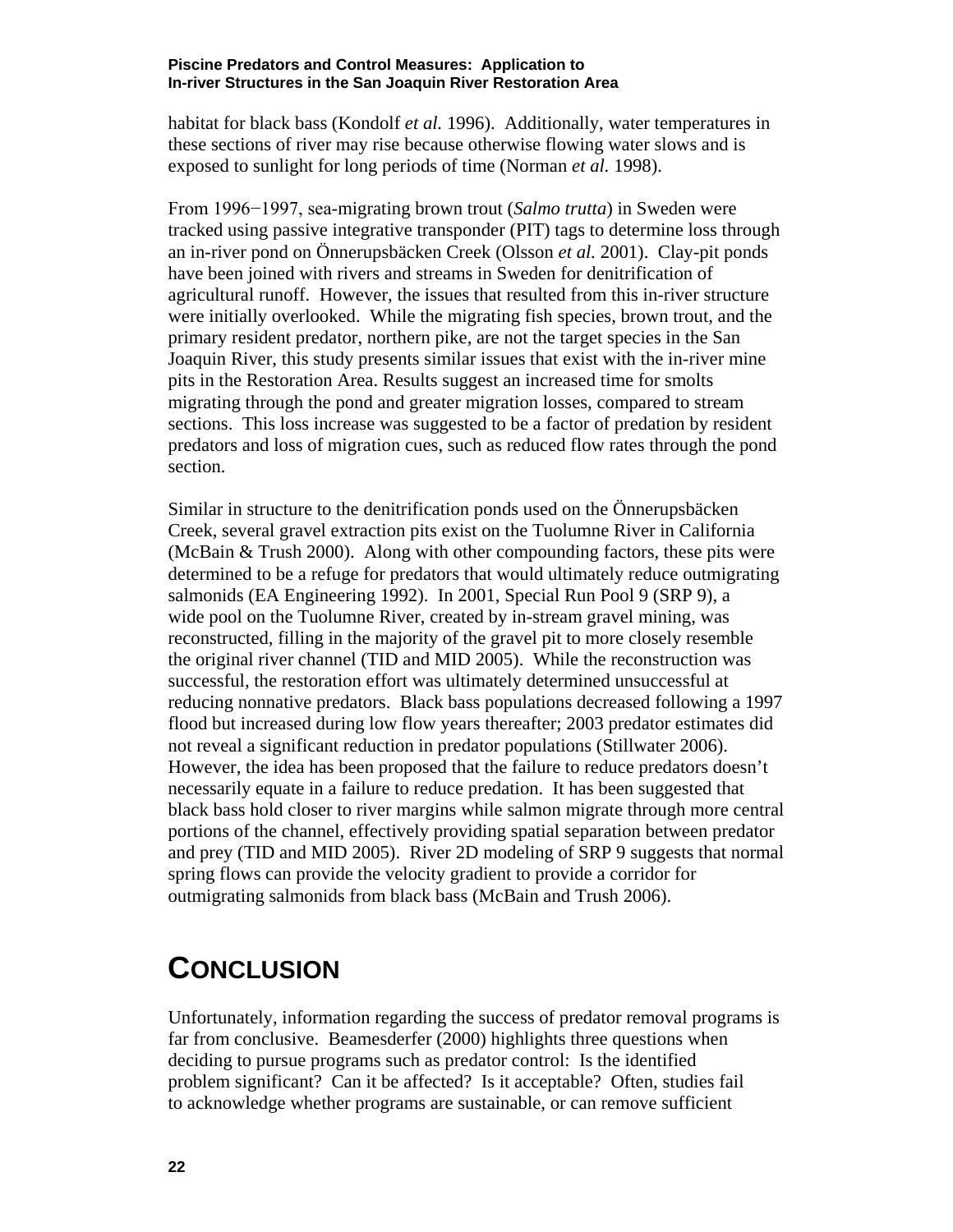habitat for black bass (Kondolf *et al.* 1996). Additionally, water temperatures in these sections of river may rise because otherwise flowing water slows and is exposed to sunlight for long periods of time (Norman *et al.* 1998).

From 1996−1997, sea-migrating brown trout (*Salmo trutta*) in Sweden were tracked using passive integrative transponder (PIT) tags to determine loss through an in-river pond on Önnerupsbäcken Creek (Olsson *et al.* 2001). Clay-pit ponds have been joined with rivers and streams in Sweden for denitrification of agricultural runoff. However, the issues that resulted from this in-river structure were initially overlooked. While the migrating fish species, brown trout, and the primary resident predator, northern pike, are not the target species in the San Joaquin River, this study presents similar issues that exist with the in-river mine pits in the Restoration Area. Results suggest an increased time for smolts migrating through the pond and greater migration losses, compared to stream sections. This loss increase was suggested to be a factor of predation by resident predators and loss of migration cues, such as reduced flow rates through the pond section.

Similar in structure to the denitrification ponds used on the Önnerupsbäcken Creek, several gravel extraction pits exist on the Tuolumne River in California (McBain & Trush 2000). Along with other compounding factors, these pits were determined to be a refuge for predators that would ultimately reduce outmigrating salmonids (EA Engineering 1992). In 2001, Special Run Pool 9 (SRP 9), a wide pool on the Tuolumne River, created by in-stream gravel mining, was reconstructed, filling in the majority of the gravel pit to more closely resemble the original river channel (TID and MID 2005). While the reconstruction was successful, the restoration effort was ultimately determined unsuccessful at reducing nonnative predators. Black bass populations decreased following a 1997 flood but increased during low flow years thereafter; 2003 predator estimates did not reveal a significant reduction in predator populations (Stillwater 2006). However, the idea has been proposed that the failure to reduce predators doesn't necessarily equate in a failure to reduce predation. It has been suggested that black bass hold closer to river margins while salmon migrate through more central portions of the channel, effectively providing spatial separation between predator and prey (TID and MID 2005). River 2D modeling of SRP 9 suggests that normal spring flows can provide the velocity gradient to provide a corridor for outmigrating salmonids from black bass (McBain and Trush 2006).

# CONCLUSION

Unfortunately, information regarding the success of predator removal programs is far from conclusive. Beamesderfer (2000) highlights three questions when deciding to pursue programs such as predator control: Is the identified problem significant? Can it be affected? Is it acceptable? Often, studies fail to acknowledge whether programs are sustainable, or can remove sufficient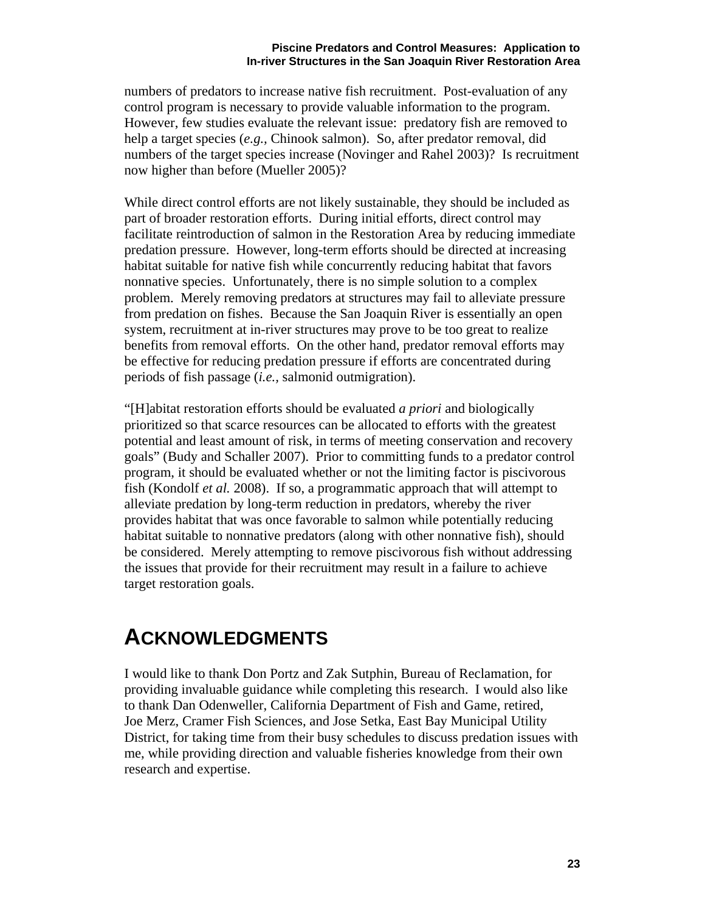numbers of predators to increase native fish recruitment. Post-evaluation of any control program is necessary to provide valuable information to the program. However, few studies evaluate the relevant issue: predatory fish are removed to help a target species (*e.g.*, Chinook salmon). So, after predator removal, did numbers of the target species increase (Novinger and Rahel 2003)? Is recruitment now higher than before (Mueller 2005)?

While direct control efforts are not likely sustainable, they should be included as part of broader restoration efforts. During initial efforts, direct control may facilitate reintroduction of salmon in the Restoration Area by reducing immediate predation pressure. However, long-term efforts should be directed at increasing habitat suitable for native fish while concurrently reducing habitat that favors nonnative species. Unfortunately, there is no simple solution to a complex problem. Merely removing predators at structures may fail to alleviate pressure from predation on fishes. Because the San Joaquin River is essentially an open system, recruitment at in-river structures may prove to be too great to realize benefits from removal efforts. On the other hand, predator removal efforts may be effective for reducing predation pressure if efforts are concentrated during periods of fish passage (*i.e.*, salmonid outmigration).

"[H]abitat restoration efforts should be evaluated *a priori* and biologically prioritized so that scarce resources can be allocated to efforts with the greatest potential and least amount of risk, in terms of meeting conservation and recovery goals" (Budy and Schaller 2007). Prior to committing funds to a predator control program, it should be evaluated whether or not the limiting factor is piscivorous fish (Kondolf *et al.* 2008). If so, a programmatic approach that will attempt to alleviate predation by long-term reduction in predators, whereby the river provides habitat that was once favorable to salmon while potentially reducing habitat suitable to nonnative predators (along with other nonnative fish), should be considered. Merely attempting to remove piscivorous fish without addressing the issues that provide for their recruitment may result in a failure to achieve target restoration goals.

# ACKNOWLEDGMENTS

I would like to thank Don Portz and Zak Sutphin, Bureau of Reclamation, for providing invaluable guidance while completing this research. I would also like to thank Dan Odenweller, California Department of Fish and Game, retired, Joe Merz, Cramer Fish Sciences, and Jose Setka, East Bay Municipal Utility District, for taking time from their busy schedules to discuss predation issues with me, while providing direction and valuable fisheries knowledge from their own research and expertise.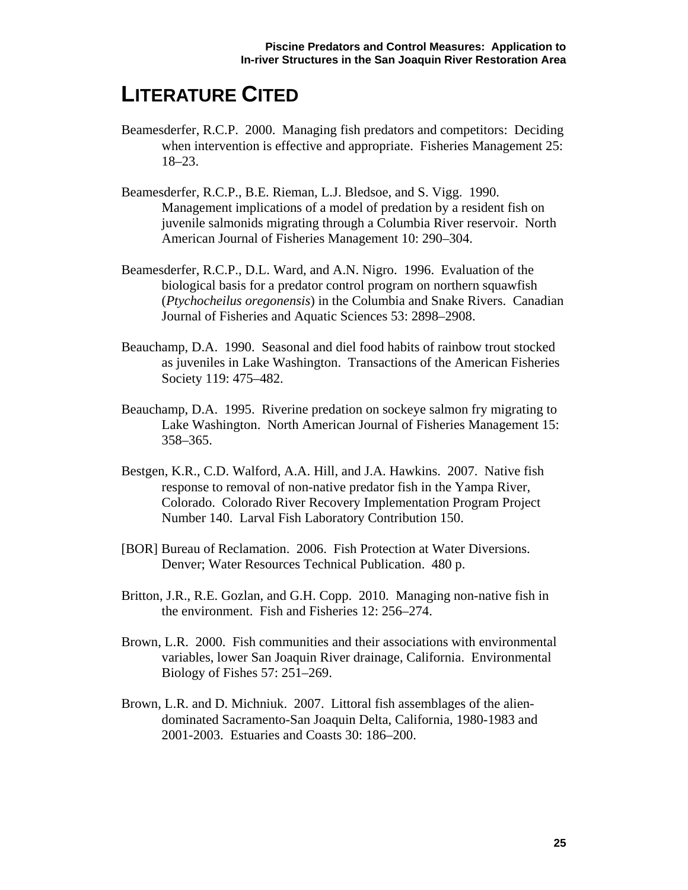# LITERATURE CITED

Beamesderfer, R.C.P. 2000. Managing fish predators and competitors: Deciding when intervention is effective and appropriate. Fisheries Management 25: 18–23.

Beamesderfer, R.C.P., B.E. Rieman, L.J. Bledsoe, and S. Vigg. 1990. Management implications of a model of predation by a resident fish on juvenile salmonids migrating through a Columbia River reservoir. North American Journal of Fisheries Management 10: 290–304.

Beamesderfer, R.C.P., D.L. Ward, and A.N. Nigro. 1996. Evaluation of the biological basis for a predator control program on northern squawfish (*Ptychocheilus oregonensis*) in the Columbia and Snake Rivers. Canadian Journal of Fisheries and Aquatic Sciences 53: 2898–2908.

Beauchamp, D.A. 1990. Seasonal and diel food habits of rainbow trout stocked as juveniles in Lake Washington. Transactions of the American Fisheries Society 119: 475–482.

Beauchamp, D.A. 1995. Riverine predation on sockeye salmon fry migrating to Lake Washington. North American Journal of Fisheries Management 15: 358–365.

Bestgen, K.R., C.D. Walford, A.A. Hill, and J.A. Hawkins. 2007. Native fish response to removal of non-native predator fish in the Yampa River, Colorado. Colorado River Recovery Implementation Program Project Number 140. Larval Fish Laboratory Contribution 150.

[BOR] Bureau of Reclamation. 2006. Fish Protection at Water Diversions. Denver; Water Resources Technical Publication. 480 p.

Britton, J.R., R.E. Gozlan, and G.H. Copp. 2010. Managing non-native fish in the environment. Fish and Fisheries 12: 256–274.

Brown, L.R. 2000. Fish communities and their associations with environmental variables, lower San Joaquin River drainage, California. Environmental Biology of Fishes 57: 251–269.

Brown, L.R. and D. Michniuk. 2007. Littoral fish assemblages of the alien-dominated Sacramento-San Joaquin Delta, California, 1980-1983 and 2001-2003. Estuaries and Coasts 30: 186–200.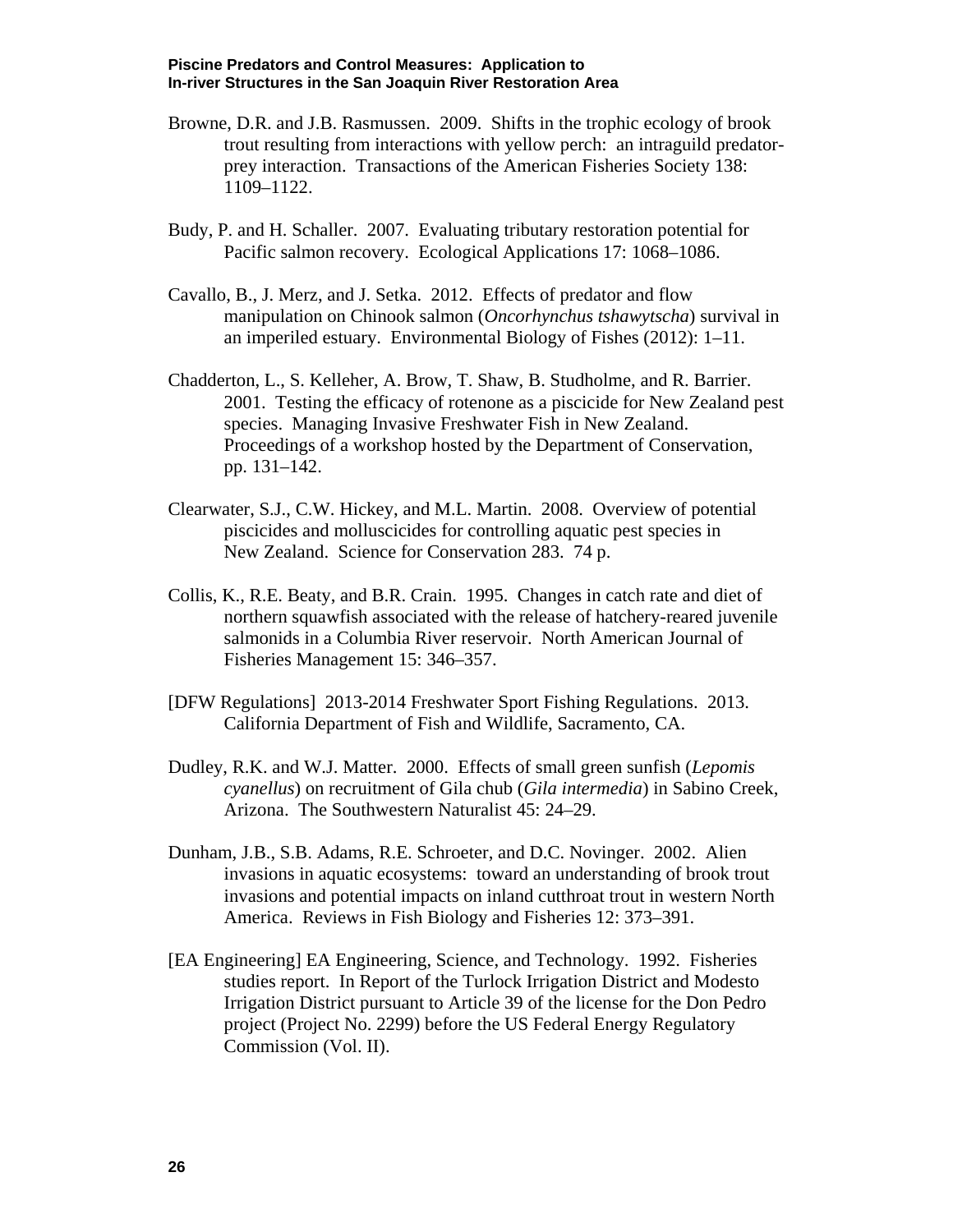Browne, D.R. and J.B. Rasmussen. 2009. Shifts in the trophic ecology of brook trout resulting from interactions with yellow perch: an intraguild predator-prey interaction. Transactions of the American Fisheries Society 138: 1109–1122.

Budy, P. and H. Schaller. 2007. Evaluating tributary restoration potential for Pacific salmon recovery. Ecological Applications 17: 1068–1086.

Cavallo, B., J. Merz, and J. Setka. 2012. Effects of predator and flow manipulation on Chinook salmon (*Oncorhynchus tshawytscha*) survival in an imperiled estuary. Environmental Biology of Fishes (2012): 1–11.

Chadderton, L., S. Kelleher, A. Brow, T. Shaw, B. Studholme, and R. Barrier. 2001. Testing the efficacy of rotenone as a piscicide for New Zealand pest species. Managing Invasive Freshwater Fish in New Zealand. Proceedings of a workshop hosted by the Department of Conservation, pp. 131–142.

Clearwater, S.J., C.W. Hickey, and M.L. Martin. 2008. Overview of potential piscicides and molluscicides for controlling aquatic pest species in New Zealand. Science for Conservation 283. 74 p.

Collis, K., R.E. Beaty, and B.R. Crain. 1995. Changes in catch rate and diet of northern squawfish associated with the release of hatchery-reared juvenile salmonids in a Columbia River reservoir. North American Journal of Fisheries Management 15: 346–357.

[DFW Regulations] 2013-2014 Freshwater Sport Fishing Regulations. 2013. California Department of Fish and Wildlife, Sacramento, CA.

Dudley, R.K. and W.J. Matter. 2000. Effects of small green sunfish (*Lepomis cyanellus*) on recruitment of Gila chub (*Gila intermedia*) in Sabino Creek, Arizona. The Southwestern Naturalist 45: 24–29.

Dunham, J.B., S.B. Adams, R.E. Schroeter, and D.C. Novinger. 2002. Alien invasions in aquatic ecosystems: toward an understanding of brook trout invasions and potential impacts on inland cutthroat trout in western North America. Reviews in Fish Biology and Fisheries 12: 373–391.

[EA Engineering] EA Engineering, Science, and Technology. 1992. Fisheries studies report. In Report of the Turlock Irrigation District and Modesto Irrigation District pursuant to Article 39 of the license for the Don Pedro project (Project No. 2299) before the US Federal Energy Regulatory Commission (Vol. II).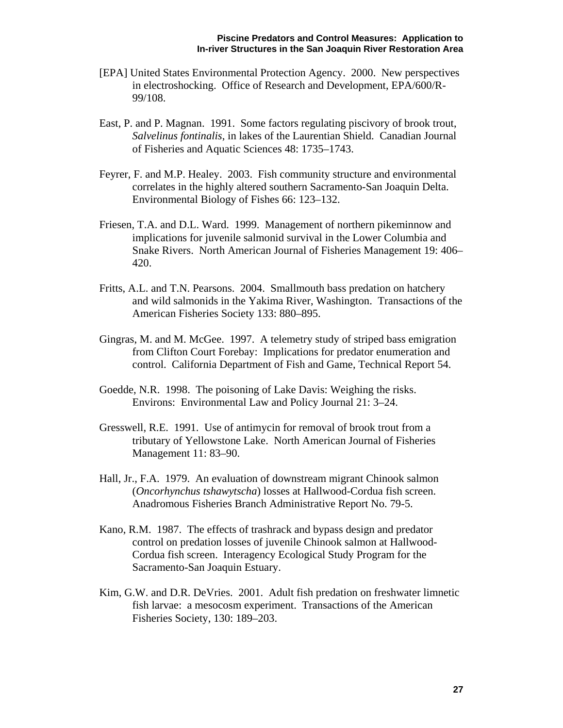[EPA] United States Environmental Protection Agency. 2000. New perspectives in electroshocking. Office of Research and Development, EPA/600/R-99/108.

East, P. and P. Magnan. 1991. Some factors regulating piscivory of brook trout, *Salvelinus fontinalis*, in lakes of the Laurentian Shield. Canadian Journal of Fisheries and Aquatic Sciences 48: 1735–1743.

Feyrer, F. and M.P. Healey. 2003. Fish community structure and environmental correlates in the highly altered southern Sacramento-San Joaquin Delta. Environmental Biology of Fishes 66: 123–132.

Friesen, T.A. and D.L. Ward. 1999. Management of northern pikeminnow and implications for juvenile salmonid survival in the Lower Columbia and Snake Rivers. North American Journal of Fisheries Management 19: 406–420.

Fritts, A.L. and T.N. Pearsons. 2004. Smallmouth bass predation on hatchery and wild salmonids in the Yakima River, Washington. Transactions of the American Fisheries Society 133: 880–895.

Gingras, M. and M. McGee. 1997. A telemetry study of striped bass emigration from Clifton Court Forebay: Implications for predator enumeration and control. California Department of Fish and Game, Technical Report 54.

Goedde, N.R. 1998. The poisoning of Lake Davis: Weighing the risks. Environs: Environmental Law and Policy Journal 21: 3–24.

Gresswell, R.E. 1991. Use of antimycin for removal of brook trout from a tributary of Yellowstone Lake. North American Journal of Fisheries Management 11: 83–90.

Hall, Jr., F.A. 1979. An evaluation of downstream migrant Chinook salmon (*Oncorhynchus tshawytscha*) losses at Hallwood-Cordua fish screen. Anadromous Fisheries Branch Administrative Report No. 79-5.

Kano, R.M. 1987. The effects of trashrack and bypass design and predator control on predation losses of juvenile Chinook salmon at Hallwood-Cordua fish screen. Interagency Ecological Study Program for the Sacramento-San Joaquin Estuary.

Kim, G.W. and D.R. DeVries. 2001. Adult fish predation on freshwater limnetic fish larvae: a mesocosm experiment. Transactions of the American Fisheries Society, 130: 189–203.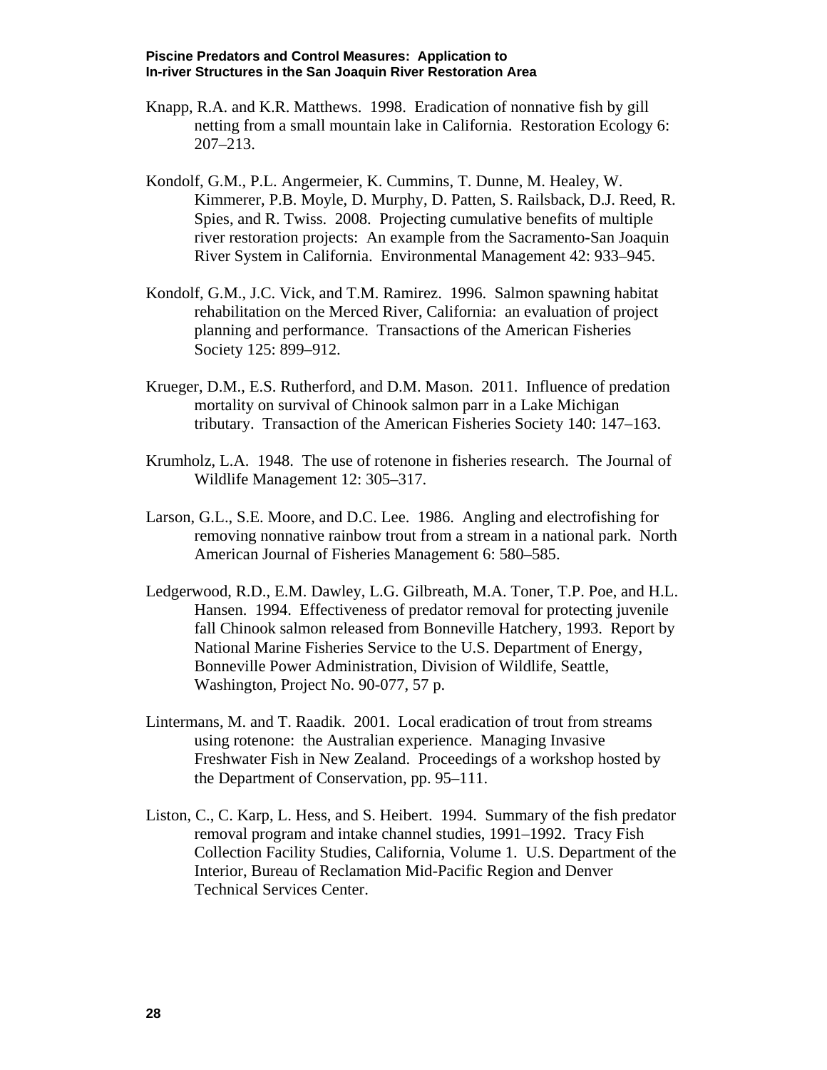Knapp, R.A. and K.R. Matthews. 1998. Eradication of nonnative fish by gill netting from a small mountain lake in California. Restoration Ecology 6: 207–213.

Kondolf, G.M., P.L. Angermeier, K. Cummins, T. Dunne, M. Healey, W. Kimmerer, P.B. Moyle, D. Murphy, D. Patten, S. Railsback, D.J. Reed, R. Spies, and R. Twiss. 2008. Projecting cumulative benefits of multiple river restoration projects: An example from the Sacramento-San Joaquin River System in California. Environmental Management 42: 933–945.

Kondolf, G.M., J.C. Vick, and T.M. Ramirez. 1996. Salmon spawning habitat rehabilitation on the Merced River, California: an evaluation of project planning and performance. Transactions of the American Fisheries Society 125: 899–912.

Krueger, D.M., E.S. Rutherford, and D.M. Mason. 2011. Influence of predation mortality on survival of Chinook salmon parr in a Lake Michigan tributary. Transaction of the American Fisheries Society 140: 147–163.

Krumholz, L.A. 1948. The use of rotenone in fisheries research. The Journal of Wildlife Management 12: 305–317.

Larson, G.L., S.E. Moore, and D.C. Lee. 1986. Angling and electrofishing for removing nonnative rainbow trout from a stream in a national park. North American Journal of Fisheries Management 6: 580–585.

Ledgerwood, R.D., E.M. Dawley, L.G. Gilbreath, M.A. Toner, T.P. Poe, and H.L. Hansen. 1994. Effectiveness of predator removal for protecting juvenile fall Chinook salmon released from Bonneville Hatchery, 1993. Report by National Marine Fisheries Service to the U.S. Department of Energy, Bonneville Power Administration, Division of Wildlife, Seattle, Washington, Project No. 90-077, 57 p.

Lintermans, M. and T. Raadik. 2001. Local eradication of trout from streams using rotenone: the Australian experience. Managing Invasive Freshwater Fish in New Zealand. Proceedings of a workshop hosted by the Department of Conservation, pp. 95–111.

Liston, C., C. Karp, L. Hess, and S. Heibert. 1994. Summary of the fish predator removal program and intake channel studies, 1991–1992. Tracy Fish Collection Facility Studies, California, Volume 1. U.S. Department of the Interior, Bureau of Reclamation Mid-Pacific Region and Denver Technical Services Center.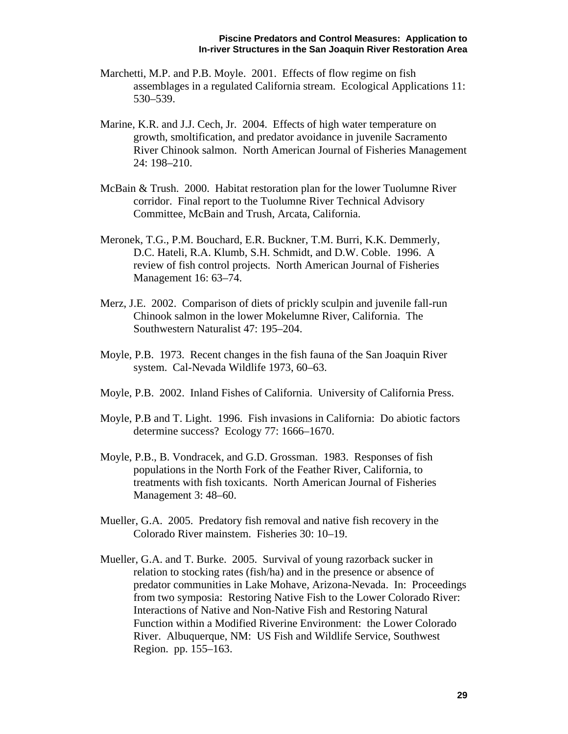Marchetti, M.P. and P.B. Moyle. 2001. Effects of flow regime on fish assemblages in a regulated California stream. Ecological Applications 11: 530–539.

Marine, K.R. and J.J. Cech, Jr. 2004. Effects of high water temperature on growth, smoltification, and predator avoidance in juvenile Sacramento River Chinook salmon. North American Journal of Fisheries Management 24: 198–210.

McBain & Trush. 2000. Habitat restoration plan for the lower Tuolumne River corridor. Final report to the Tuolumne River Technical Advisory Committee, McBain and Trush, Arcata, California.

Meronek, T.G., P.M. Bouchard, E.R. Buckner, T.M. Burri, K.K. Demmerly, D.C. Hateli, R.A. Klumb, S.H. Schmidt, and D.W. Coble. 1996. A review of fish control projects. North American Journal of Fisheries Management 16: 63–74.

Merz, J.E. 2002. Comparison of diets of prickly sculpin and juvenile fall-run Chinook salmon in the lower Mokelumne River, California. The Southwestern Naturalist 47: 195–204.

Moyle, P.B. 1973. Recent changes in the fish fauna of the San Joaquin River system. Cal-Nevada Wildlife 1973, 60–63.

Moyle, P.B. 2002. Inland Fishes of California. University of California Press.

Moyle, P.B and T. Light. 1996. Fish invasions in California: Do abiotic factors determine success? Ecology 77: 1666–1670.

Moyle, P.B., B. Vondracek, and G.D. Grossman. 1983. Responses of fish populations in the North Fork of the Feather River, California, to treatments with fish toxicants. North American Journal of Fisheries Management 3: 48–60.

Mueller, G.A. 2005. Predatory fish removal and native fish recovery in the Colorado River mainstem. Fisheries 30: 10–19.

Mueller, G.A. and T. Burke. 2005. Survival of young razorback sucker in relation to stocking rates (fish/ha) and in the presence or absence of predator communities in Lake Mohave, Arizona-Nevada. In: Proceedings from two symposia: Restoring Native Fish to the Lower Colorado River: Interactions of Native and Non-Native Fish and Restoring Natural Function within a Modified Riverine Environment: the Lower Colorado River. Albuquerque, NM: US Fish and Wildlife Service, Southwest Region. pp. 155–163.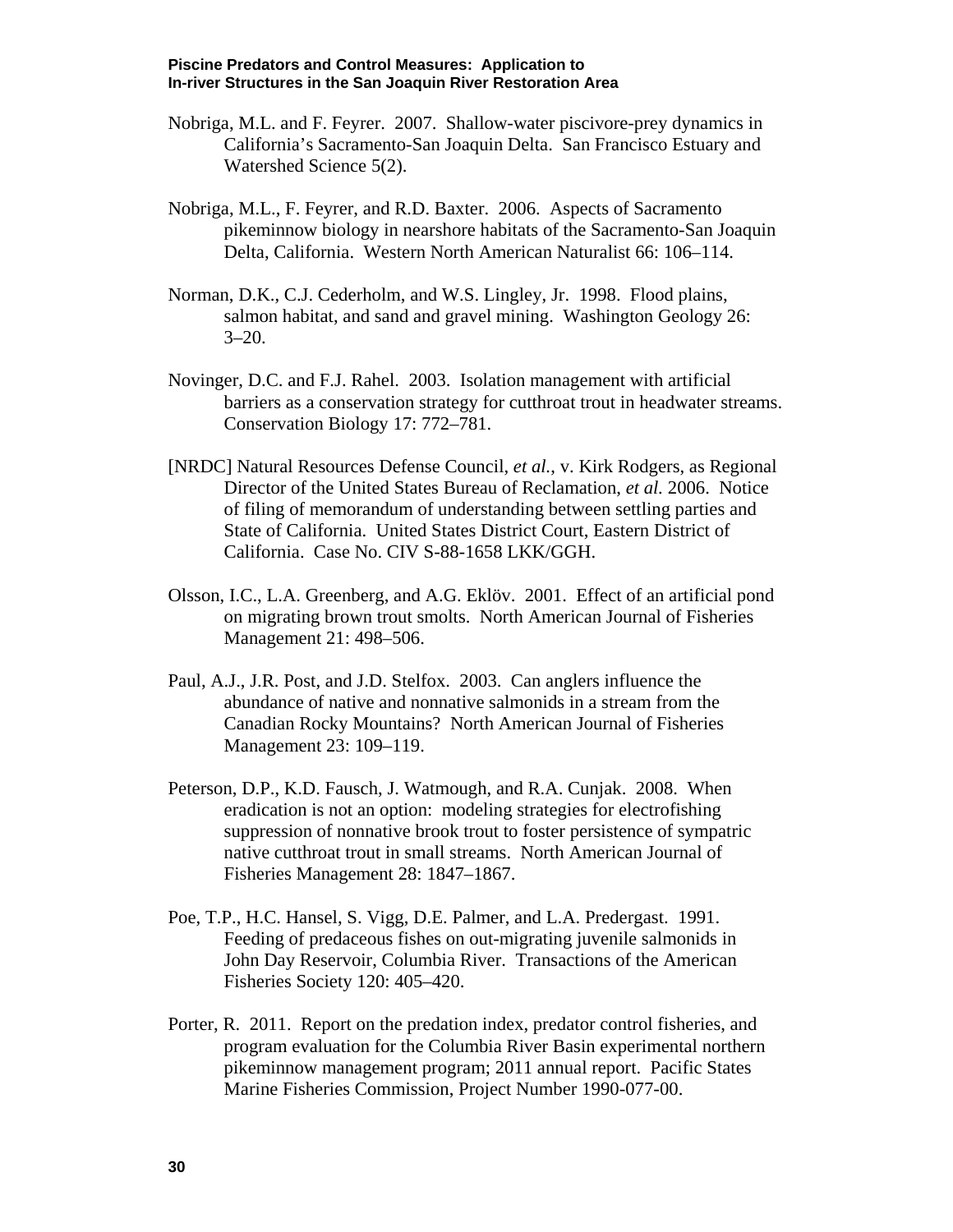Nobriga, M.L. and F. Feyrer. 2007. Shallow-water piscivore-prey dynamics in California's Sacramento-San Joaquin Delta. San Francisco Estuary and Watershed Science 5(2).

Nobriga, M.L., F. Feyrer, and R.D. Baxter. 2006. Aspects of Sacramento pikeminnow biology in nearshore habitats of the Sacramento-San Joaquin Delta, California. Western North American Naturalist 66: 106–114.

Norman, D.K., C.J. Cederholm, and W.S. Lingley, Jr. 1998. Flood plains, salmon habitat, and sand and gravel mining. Washington Geology 26: 3–20.

Novinger, D.C. and F.J. Rahel. 2003. Isolation management with artificial barriers as a conservation strategy for cutthroat trout in headwater streams. Conservation Biology 17: 772–781.

[NRDC] Natural Resources Defense Council, *et al.*, v. Kirk Rodgers, as Regional Director of the United States Bureau of Reclamation, *et al.* 2006. Notice of filing of memorandum of understanding between settling parties and State of California. United States District Court, Eastern District of California. Case No. CIV S-88-1658 LKK/GGH.

Olsson, I.C., L.A. Greenberg, and A.G. Eklöv. 2001. Effect of an artificial pond on migrating brown trout smolts. North American Journal of Fisheries Management 21: 498–506.

Paul, A.J., J.R. Post, and J.D. Stelfox. 2003. Can anglers influence the abundance of native and nonnative salmonids in a stream from the Canadian Rocky Mountains? North American Journal of Fisheries Management 23: 109–119.

Peterson, D.P., K.D. Fausch, J. Watmough, and R.A. Cunjak. 2008. When eradication is not an option: modeling strategies for electrofishing suppression of nonnative brook trout to foster persistence of sympatric native cutthroat trout in small streams. North American Journal of Fisheries Management 28: 1847–1867.

Poe, T.P., H.C. Hansel, S. Vigg, D.E. Palmer, and L.A. Predergast. 1991. Feeding of predaceous fishes on out-migrating juvenile salmonids in John Day Reservoir, Columbia River. Transactions of the American Fisheries Society 120: 405–420.

Porter, R. 2011. Report on the predation index, predator control fisheries, and program evaluation for the Columbia River Basin experimental northern pikeminnow management program; 2011 annual report. Pacific States Marine Fisheries Commission, Project Number 1990-077-00.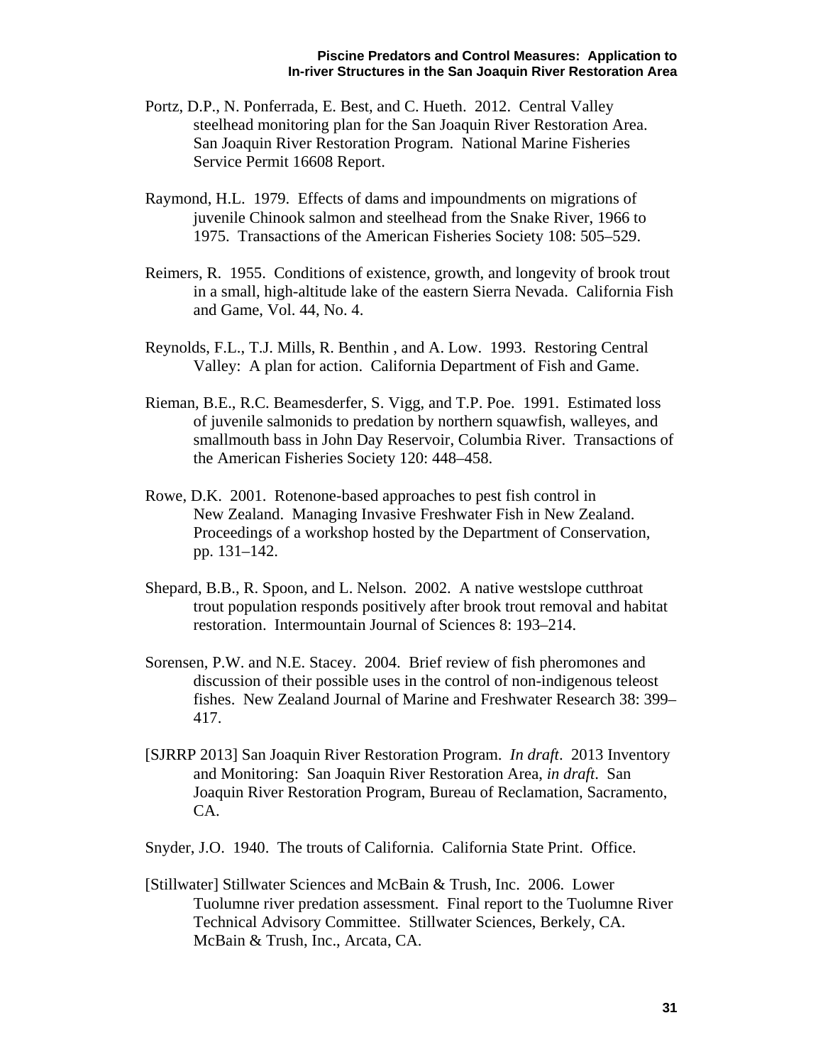Portz, D.P., N. Ponferrada, E. Best, and C. Hueth. 2012. Central Valley steelhead monitoring plan for the San Joaquin River Restoration Area. San Joaquin River Restoration Program. National Marine Fisheries Service Permit 16608 Report.

Raymond, H.L. 1979. Effects of dams and impoundments on migrations of juvenile Chinook salmon and steelhead from the Snake River, 1966 to 1975. Transactions of the American Fisheries Society 108: 505–529.

Reimers, R. 1955. Conditions of existence, growth, and longevity of brook trout in a small, high-altitude lake of the eastern Sierra Nevada. California Fish and Game, Vol. 44, No. 4.

Reynolds, F.L., T.J. Mills, R. Benthin , and A. Low. 1993. Restoring Central Valley: A plan for action. California Department of Fish and Game.

Rieman, B.E., R.C. Beamesderfer, S. Vigg, and T.P. Poe. 1991. Estimated loss of juvenile salmonids to predation by northern squawfish, walleyes, and smallmouth bass in John Day Reservoir, Columbia River. Transactions of the American Fisheries Society 120: 448–458.

Rowe, D.K. 2001. Rotenone-based approaches to pest fish control in New Zealand. Managing Invasive Freshwater Fish in New Zealand. Proceedings of a workshop hosted by the Department of Conservation, pp. 131–142.

Shepard, B.B., R. Spoon, and L. Nelson. 2002. A native westslope cutthroat trout population responds positively after brook trout removal and habitat restoration. Intermountain Journal of Sciences 8: 193–214.

Sorensen, P.W. and N.E. Stacey. 2004. Brief review of fish pheromones and discussion of their possible uses in the control of non-indigenous teleost fishes. New Zealand Journal of Marine and Freshwater Research 38: 399–417.

[SJRRP 2013] San Joaquin River Restoration Program. *In draft*. 2013 Inventory and Monitoring: San Joaquin River Restoration Area, *in draft*. San Joaquin River Restoration Program, Bureau of Reclamation, Sacramento, CA.

Snyder, J.O. 1940. The trouts of California. California State Print. Office.

[Stillwater] Stillwater Sciences and McBain & Trush, Inc. 2006. Lower Tuolumne river predation assessment. Final report to the Tuolumne River Technical Advisory Committee. Stillwater Sciences, Berkely, CA. McBain & Trush, Inc., Arcata, CA.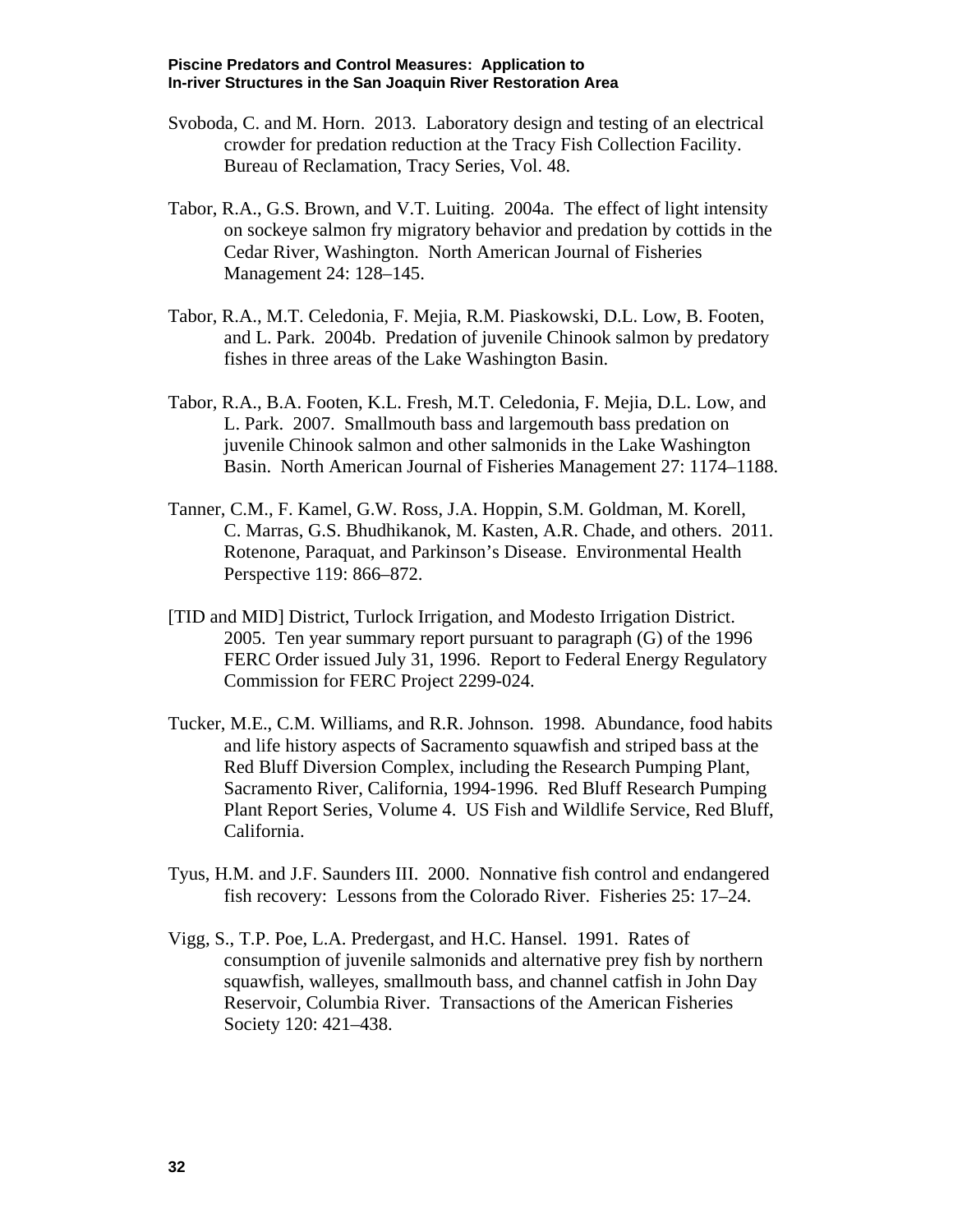Svoboda, C. and M. Horn. 2013. Laboratory design and testing of an electrical crowder for predation reduction at the Tracy Fish Collection Facility. Bureau of Reclamation, Tracy Series, Vol. 48.

Tabor, R.A., G.S. Brown, and V.T. Luiting. 2004a. The effect of light intensity on sockeye salmon fry migratory behavior and predation by cottids in the Cedar River, Washington. North American Journal of Fisheries Management 24: 128–145.

Tabor, R.A., M.T. Celedonia, F. Mejia, R.M. Piaskowski, D.L. Low, B. Footen, and L. Park. 2004b. Predation of juvenile Chinook salmon by predatory fishes in three areas of the Lake Washington Basin.

Tabor, R.A., B.A. Footen, K.L. Fresh, M.T. Celedonia, F. Mejia, D.L. Low, and L. Park. 2007. Smallmouth bass and largemouth bass predation on juvenile Chinook salmon and other salmonids in the Lake Washington Basin. North American Journal of Fisheries Management 27: 1174–1188.

Tanner, C.M., F. Kamel, G.W. Ross, J.A. Hoppin, S.M. Goldman, M. Korell, C. Marras, G.S. Bhudhikanok, M. Kasten, A.R. Chade, and others. 2011. Rotenone, Paraquat, and Parkinson's Disease. Environmental Health Perspective 119: 866–872.

[TID and MID] District, Turlock Irrigation, and Modesto Irrigation District. 2005. Ten year summary report pursuant to paragraph (G) of the 1996 FERC Order issued July 31, 1996. Report to Federal Energy Regulatory Commission for FERC Project 2299-024.

Tucker, M.E., C.M. Williams, and R.R. Johnson. 1998. Abundance, food habits and life history aspects of Sacramento squawfish and striped bass at the Red Bluff Diversion Complex, including the Research Pumping Plant, Sacramento River, California, 1994-1996. Red Bluff Research Pumping Plant Report Series, Volume 4. US Fish and Wildlife Service, Red Bluff, California.

Tyus, H.M. and J.F. Saunders III. 2000. Nonnative fish control and endangered fish recovery: Lessons from the Colorado River. Fisheries 25: 17–24.

Vigg, S., T.P. Poe, L.A. Predergast, and H.C. Hansel. 1991. Rates of consumption of juvenile salmonids and alternative prey fish by northern squawfish, walleyes, smallmouth bass, and channel catfish in John Day Reservoir, Columbia River. Transactions of the American Fisheries Society 120: 421–438.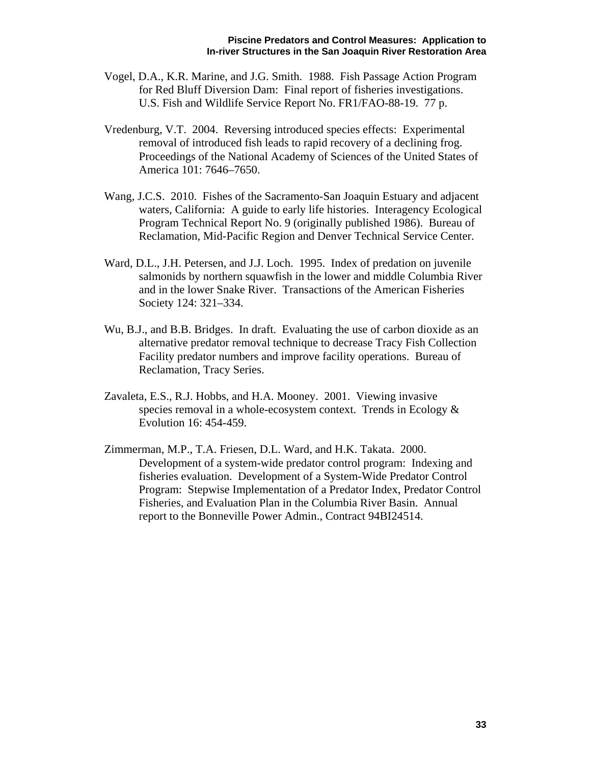Vogel, D.A., K.R. Marine, and J.G. Smith. 1988. Fish Passage Action Program for Red Bluff Diversion Dam: Final report of fisheries investigations. U.S. Fish and Wildlife Service Report No. FR1/FAO-88-19. 77 p.

Vredenburg, V.T. 2004. Reversing introduced species effects: Experimental removal of introduced fish leads to rapid recovery of a declining frog. Proceedings of the National Academy of Sciences of the United States of America 101: 7646–7650.

Wang, J.C.S. 2010. Fishes of the Sacramento-San Joaquin Estuary and adjacent waters, California: A guide to early life histories. Interagency Ecological Program Technical Report No. 9 (originally published 1986). Bureau of Reclamation, Mid-Pacific Region and Denver Technical Service Center.

Ward, D.L., J.H. Petersen, and J.J. Loch. 1995. Index of predation on juvenile salmonids by northern squawfish in the lower and middle Columbia River and in the lower Snake River. Transactions of the American Fisheries Society 124: 321–334.

Wu, B.J., and B.B. Bridges. In draft. Evaluating the use of carbon dioxide as an alternative predator removal technique to decrease Tracy Fish Collection Facility predator numbers and improve facility operations. Bureau of Reclamation, Tracy Series.

Zavaleta, E.S., R.J. Hobbs, and H.A. Mooney. 2001. Viewing invasive species removal in a whole-ecosystem context. Trends in Ecology & Evolution 16: 454-459.

Zimmerman, M.P., T.A. Friesen, D.L. Ward, and H.K. Takata. 2000. Development of a system-wide predator control program: Indexing and fisheries evaluation. Development of a System-Wide Predator Control Program: Stepwise Implementation of a Predator Index, Predator Control Fisheries, and Evaluation Plan in the Columbia River Basin. Annual report to the Bonneville Power Admin., Contract 94BI24514.